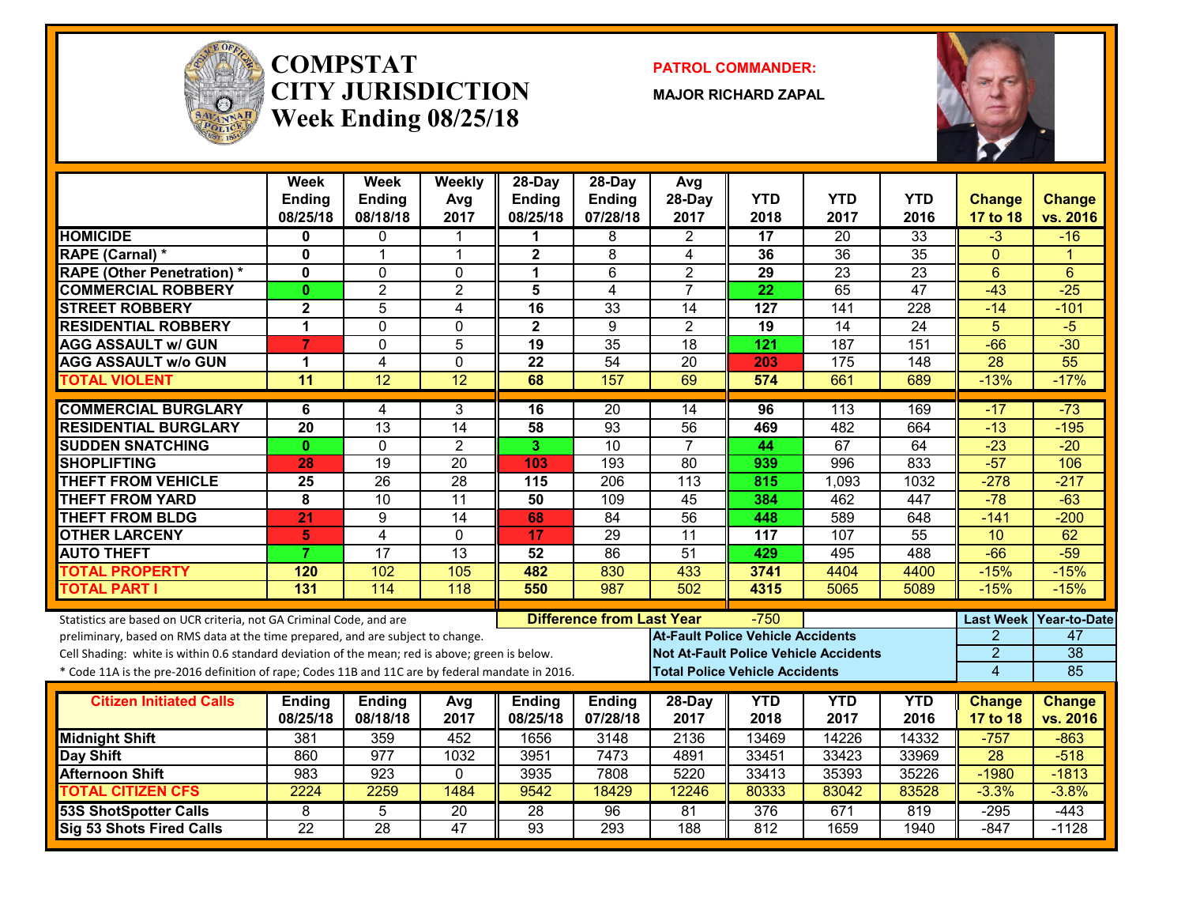# COMPSTAT CITY JURISDICTION

## Week Ending 08/25/18

**PATROL COMMANDER:**

**MAJOR RICHARD ZAPAL**

| | Week Ending 08/25/18 | Week Ending 08/18/18 | Weekly Avg 2017 | 28-Day Ending 08/25/18 | 28-Day Ending 07/28/18 | Avg 28-Day 2017 | YTD 2018 | YTD 2017 | YTD 2016 | Change 17 to 18 | Change vs. 2016 |
|---|---|---|---|---|---|---|---|---|---|---|---|
| HOMICIDE | 0 | 0 | 1 | 1 | 8 | 2 | 17 | 20 | 33 | -3 | -16 |
| RAPE (Carnal) * | 0 | 1 | 1 | 2 | 8 | 4 | 36 | 36 | 35 | 0 | 1 |
| RAPE (Other Penetration) * | 0 | 0 | 0 | 1 | 6 | 2 | 29 | 23 | 23 | 6 | 6 |
| COMMERCIAL ROBBERY | 0 | 2 | 2 | 5 | 4 | 7 | 22 | 65 | 47 | -43 | -25 |
| STREET ROBBERY | 2 | 5 | 4 | 16 | 33 | 14 | 127 | 141 | 228 | -14 | -101 |
| RESIDENTIAL ROBBERY | 1 | 0 | 0 | 2 | 9 | 2 | 19 | 14 | 24 | 5 | -5 |
| AGG ASSAULT w/ GUN | 7 | 0 | 5 | 19 | 35 | 18 | 121 | 187 | 151 | -66 | -30 |
| AGG ASSAULT w/o GUN | 1 | 4 | 0 | 22 | 54 | 20 | 203 | 175 | 148 | 28 | 55 |
| TOTAL VIOLENT | 11 | 12 | 12 | 68 | 157 | 69 | 574 | 661 | 689 | -13% | -17% |
| COMMERCIAL BURGLARY | 6 | 4 | 3 | 16 | 20 | 14 | 96 | 113 | 169 | -17 | -73 |
| RESIDENTIAL BURGLARY | 20 | 13 | 14 | 58 | 93 | 56 | 469 | 482 | 664 | -13 | -195 |
| SUDDEN SNATCHING | 0 | 0 | 2 | 3 | 10 | 7 | 44 | 67 | 64 | -23 | -20 |
| SHOPLIFTING | 28 | 19 | 20 | 103 | 193 | 80 | 939 | 996 | 833 | -57 | 106 |
| THEFT FROM VEHICLE | 25 | 26 | 28 | 115 | 206 | 113 | 815 | 1,093 | 1032 | -278 | -217 |
| THEFT FROM YARD | 8 | 10 | 11 | 50 | 109 | 45 | 384 | 462 | 447 | -78 | -63 |
| THEFT FROM BLDG | 21 | 9 | 14 | 68 | 84 | 56 | 448 | 589 | 648 | -141 | -200 |
| OTHER LARCENY | 5 | 4 | 0 | 17 | 29 | 11 | 117 | 107 | 55 | 10 | 62 |
| AUTO THEFT | 7 | 17 | 13 | 52 | 86 | 51 | 429 | 495 | 488 | -66 | -59 |
| TOTAL PROPERTY | 120 | 102 | 105 | 482 | 830 | 433 | 3741 | 4404 | 4400 | -15% | -15% |
| TOTAL PART I | 131 | 114 | 118 | 550 | 987 | 502 | 4315 | 5065 | 5089 | -15% | -15% |

Statistics are based on UCR criteria, not GA Criminal Code, and are preliminary, based on RMS data at the time prepared, and are subject to change.

Cell Shading: white is within 0.6 standard deviation of the mean; red is above; green is below.

* Code 11A is the pre-2016 definition of rape; Codes 11B and 11C are by federal mandate in 2016.

**Difference from Last Year:** -750

| | Last Week | Year-to-Date |
|---|---|---|
| At-Fault Police Vehicle Accidents | 2 | 47 |
| Not At-Fault Police Vehicle Accidents | 2 | 38 |
| Total Police Vehicle Accidents | 4 | 85 |

| Citizen Initiated Calls | Ending 08/25/18 | Ending 08/18/18 | Avg 2017 | Ending 08/25/18 | Ending 07/28/18 | 28-Day 2017 | YTD 2018 | YTD 2017 | YTD 2016 | Change 17 to 18 | Change vs. 2016 |
|---|---|---|---|---|---|---|---|---|---|---|---|
| Midnight Shift | 381 | 359 | 452 | 1656 | 3148 | 2136 | 13469 | 14226 | 14332 | -757 | -863 |
| Day Shift | 860 | 977 | 1032 | 3951 | 7473 | 4891 | 33451 | 33423 | 33969 | 28 | -518 |
| Afternoon Shift | 983 | 923 | 0 | 3935 | 7808 | 5220 | 33413 | 35393 | 35226 | -1980 | -1813 |
| TOTAL CITIZEN CFS | 2224 | 2259 | 1484 | 9542 | 18429 | 12246 | 80333 | 83042 | 83528 | -3.3% | -3.8% |
| 53S ShotSpotter Calls | 8 | 5 | 20 | 28 | 96 | 81 | 376 | 671 | 819 | -295 | -443 |
| Sig 53 Shots Fired Calls | 22 | 28 | 47 | 93 | 293 | 188 | 812 | 1659 | 1940 | -847 | -1128 |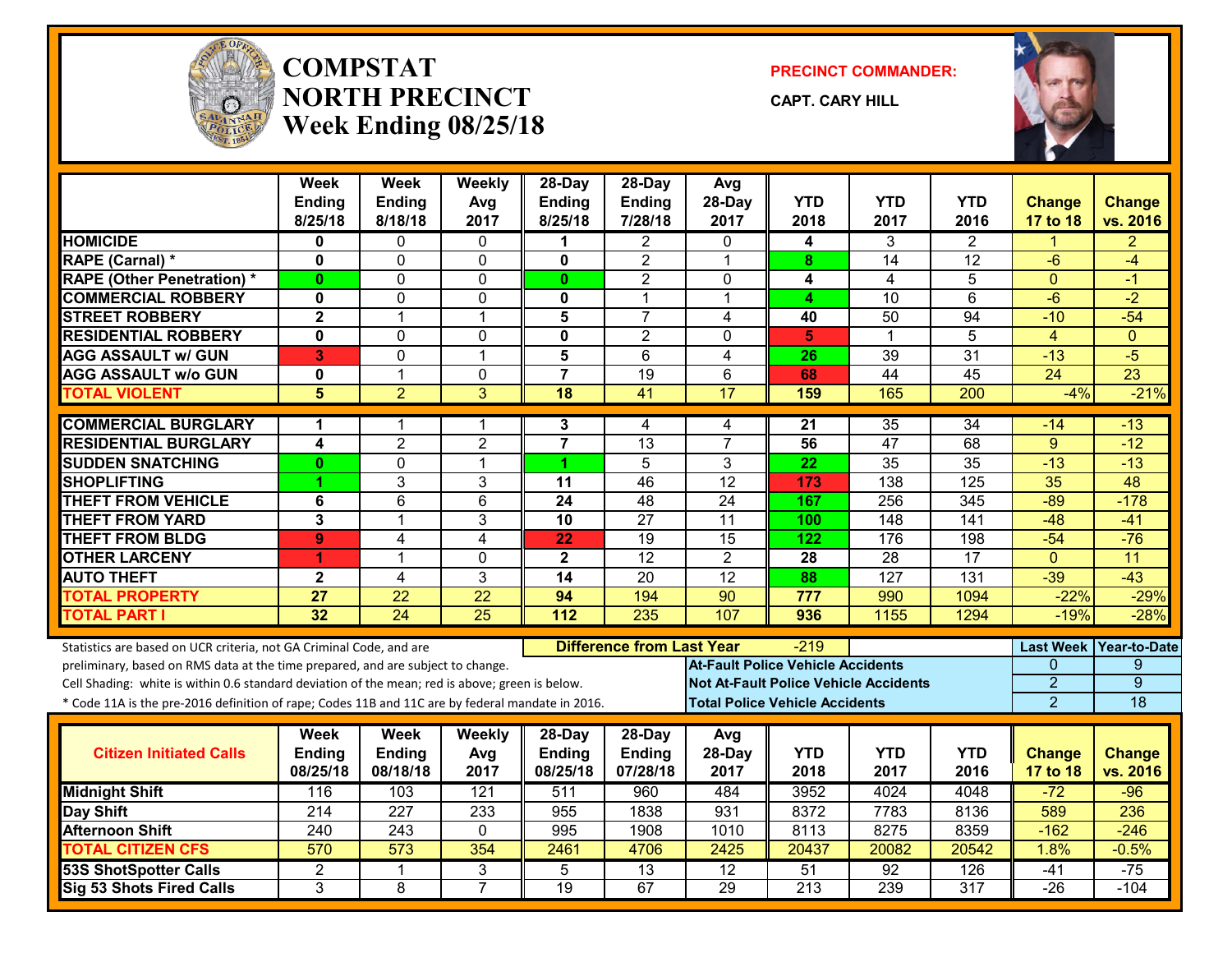# COMPSTAT NORTH PRECINCT Week Ending 08/25/18

**PRECINCT COMMANDER:**

**CAPT. CARY HILL**

| | Week Ending 8/25/18 | Week Ending 8/18/18 | Weekly Avg 2017 | 28-Day Ending 8/25/18 | 28-Day Ending 7/28/18 | Avg 28-Day 2017 | YTD 2018 | YTD 2017 | YTD 2016 | Change 17 to 18 | Change vs. 2016 |
|---|---|---|---|---|---|---|---|---|---|---|---|
| HOMICIDE | 0 | 0 | 0 | 1 | 2 | 0 | 4 | 3 | 2 | 1 | 2 |
| RAPE (Carnal) * | 0 | 0 | 0 | 0 | 2 | 1 | 8 | 14 | 12 | -6 | -4 |
| RAPE (Other Penetration) * | 0 | 0 | 0 | 0 | 2 | 0 | 4 | 4 | 5 | 0 | -1 |
| COMMERCIAL ROBBERY | 0 | 0 | 0 | 0 | 1 | 1 | 4 | 10 | 6 | -6 | -2 |
| STREET ROBBERY | 2 | 1 | 1 | 5 | 7 | 4 | 40 | 50 | 94 | -10 | -54 |
| RESIDENTIAL ROBBERY | 0 | 0 | 0 | 0 | 2 | 0 | 5 | 1 | 5 | 4 | 0 |
| AGG ASSAULT w/ GUN | 3 | 0 | 1 | 5 | 6 | 4 | 26 | 39 | 31 | -13 | -5 |
| AGG ASSAULT w/o GUN | 0 | 1 | 0 | 7 | 19 | 6 | 68 | 44 | 45 | 24 | 23 |
| TOTAL VIOLENT | 5 | 2 | 3 | 18 | 41 | 17 | 159 | 165 | 200 | -4% | -21% |
| COMMERCIAL BURGLARY | 1 | 1 | 1 | 3 | 4 | 4 | 21 | 35 | 34 | -14 | -13 |
| RESIDENTIAL BURGLARY | 4 | 2 | 2 | 7 | 13 | 7 | 56 | 47 | 68 | 9 | -12 |
| SUDDEN SNATCHING | 0 | 0 | 1 | 1 | 5 | 3 | 22 | 35 | 35 | -13 | -13 |
| SHOPLIFTING | 1 | 3 | 3 | 11 | 46 | 12 | 173 | 138 | 125 | 35 | 48 |
| THEFT FROM VEHICLE | 6 | 6 | 6 | 24 | 48 | 24 | 167 | 256 | 345 | -89 | -178 |
| THEFT FROM YARD | 3 | 1 | 3 | 10 | 27 | 11 | 100 | 148 | 141 | -48 | -41 |
| THEFT FROM BLDG | 9 | 4 | 4 | 22 | 19 | 15 | 122 | 176 | 198 | -54 | -76 |
| OTHER LARCENY | 1 | 1 | 0 | 2 | 12 | 2 | 28 | 28 | 17 | 0 | 11 |
| AUTO THEFT | 2 | 4 | 3 | 14 | 20 | 12 | 88 | 127 | 131 | -39 | -43 |
| TOTAL PROPERTY | 27 | 22 | 22 | 94 | 194 | 90 | 777 | 990 | 1094 | -22% | -29% |
| TOTAL PART I | 32 | 24 | 25 | 112 | 235 | 107 | 936 | 1155 | 1294 | -19% | -28% |

Statistics are based on UCR criteria, not GA Criminal Code, and are preliminary, based on RMS data at the time prepared, and are subject to change.

Cell Shading: white is within 0.6 standard deviation of the mean; red is above; green is below.

* Code 11A is the pre-2016 definition of rape; Codes 11B and 11C are by federal mandate in 2016.

**Difference from Last Year:** -219

| | Last Week | Year-to-Date |
|---|---|---|
| At-Fault Police Vehicle Accidents | 0 | 9 |
| Not At-Fault Police Vehicle Accidents | 2 | 9 |
| Total Police Vehicle Accidents | 2 | 18 |

| Citizen Initiated Calls | Week Ending 08/25/18 | Week Ending 08/18/18 | Weekly Avg 2017 | 28-Day Ending 08/25/18 | 28-Day Ending 07/28/18 | Avg 28-Day 2017 | YTD 2018 | YTD 2017 | YTD 2016 | Change 17 to 18 | Change vs. 2016 |
|---|---|---|---|---|---|---|---|---|---|---|---|
| Midnight Shift | 116 | 103 | 121 | 511 | 960 | 484 | 3952 | 4024 | 4048 | -72 | -96 |
| Day Shift | 214 | 227 | 233 | 955 | 1838 | 931 | 8372 | 7783 | 8136 | 589 | 236 |
| Afternoon Shift | 240 | 243 | 0 | 995 | 1908 | 1010 | 8113 | 8275 | 8359 | -162 | -246 |
| TOTAL CITIZEN CFS | 570 | 573 | 354 | 2461 | 4706 | 2425 | 20437 | 20082 | 20542 | 1.8% | -0.5% |
| 53S ShotSpotter Calls | 2 | 1 | 3 | 5 | 13 | 12 | 51 | 92 | 126 | -41 | -75 |
| Sig 53 Shots Fired Calls | 3 | 8 | 7 | 19 | 67 | 29 | 213 | 239 | 317 | -26 | -104 |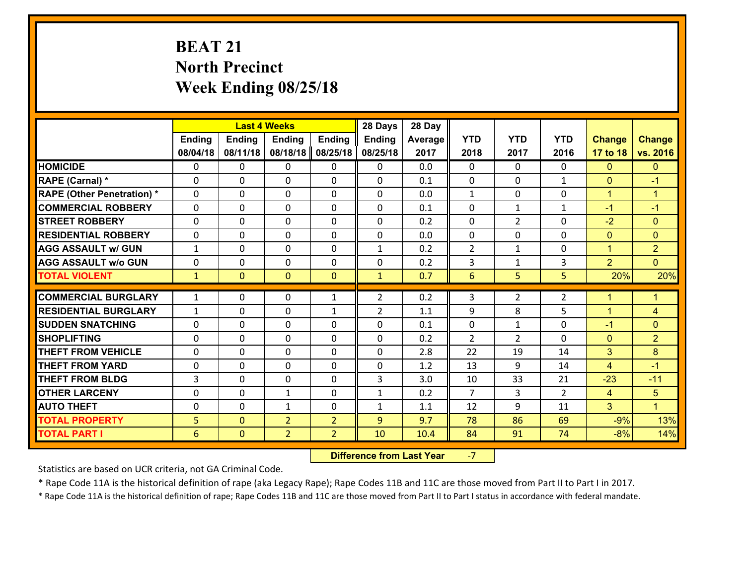# BEAT 21
# North Precinct
# Week Ending 08/25/18

| | Last 4 Weeks | | | | 28 Days | 28 Day | | | | | |
|---|---|---|---|---|---|---|---|---|---|---|---|
| | Ending 08/04/18 | Ending 08/11/18 | Ending 08/18/18 | Ending 08/25/18 | Ending 08/25/18 | Average 2017 | YTD 2018 | YTD 2017 | YTD 2016 | Change 17 to 18 | Change vs. 2016 |
| HOMICIDE | 0 | 0 | 0 | 0 | 0 | 0.0 | 0 | 0 | 0 | 0 | 0 |
| RAPE (Carnal) * | 0 | 0 | 0 | 0 | 0 | 0.1 | 0 | 0 | 1 | 0 | -1 |
| RAPE (Other Penetration) * | 0 | 0 | 0 | 0 | 0 | 0.0 | 1 | 0 | 0 | 1 | 1 |
| COMMERCIAL ROBBERY | 0 | 0 | 0 | 0 | 0 | 0.1 | 0 | 1 | 1 | -1 | -1 |
| STREET ROBBERY | 0 | 0 | 0 | 0 | 0 | 0.2 | 0 | 2 | 0 | -2 | 0 |
| RESIDENTIAL ROBBERY | 0 | 0 | 0 | 0 | 0 | 0.0 | 0 | 0 | 0 | 0 | 0 |
| AGG ASSAULT w/ GUN | 1 | 0 | 0 | 0 | 1 | 0.2 | 2 | 1 | 0 | 1 | 2 |
| AGG ASSAULT w/o GUN | 0 | 0 | 0 | 0 | 0 | 0.2 | 3 | 1 | 3 | 2 | 0 |
| TOTAL VIOLENT | 1 | 0 | 0 | 0 | 1 | 0.7 | 6 | 5 | 5 | 20% | 20% |
| COMMERCIAL BURGLARY | 1 | 0 | 0 | 1 | 2 | 0.2 | 3 | 2 | 2 | 1 | 1 |
| RESIDENTIAL BURGLARY | 1 | 0 | 0 | 1 | 2 | 1.1 | 9 | 8 | 5 | 1 | 4 |
| SUDDEN SNATCHING | 0 | 0 | 0 | 0 | 0 | 0.1 | 0 | 1 | 0 | -1 | 0 |
| SHOPLIFTING | 0 | 0 | 0 | 0 | 0 | 0.2 | 2 | 2 | 0 | 0 | 2 |
| THEFT FROM VEHICLE | 0 | 0 | 0 | 0 | 0 | 2.8 | 22 | 19 | 14 | 3 | 8 |
| THEFT FROM YARD | 0 | 0 | 0 | 0 | 0 | 1.2 | 13 | 9 | 14 | 4 | -1 |
| THEFT FROM BLDG | 3 | 0 | 0 | 0 | 3 | 3.0 | 10 | 33 | 21 | -23 | -11 |
| OTHER LARCENY | 0 | 0 | 1 | 0 | 1 | 0.2 | 7 | 3 | 2 | 4 | 5 |
| AUTO THEFT | 0 | 0 | 1 | 0 | 1 | 1.1 | 12 | 9 | 11 | 3 | 1 |
| TOTAL PROPERTY | 5 | 0 | 2 | 2 | 9 | 9.7 | 78 | 86 | 69 | -9% | 13% |
| TOTAL PART I | 6 | 0 | 2 | 2 | 10 | 10.4 | 84 | 91 | 74 | -8% | 14% |

**Difference from Last Year** -7

Statistics are based on UCR criteria, not GA Criminal Code.

* Rape Code 11A is the historical definition of rape (aka Legacy Rape); Rape Codes 11B and 11C are those moved from Part II to Part I in 2017.

* Rape Code 11A is the historical definition of rape; Rape Codes 11B and 11C are those moved from Part II to Part I status in accordance with federal mandate.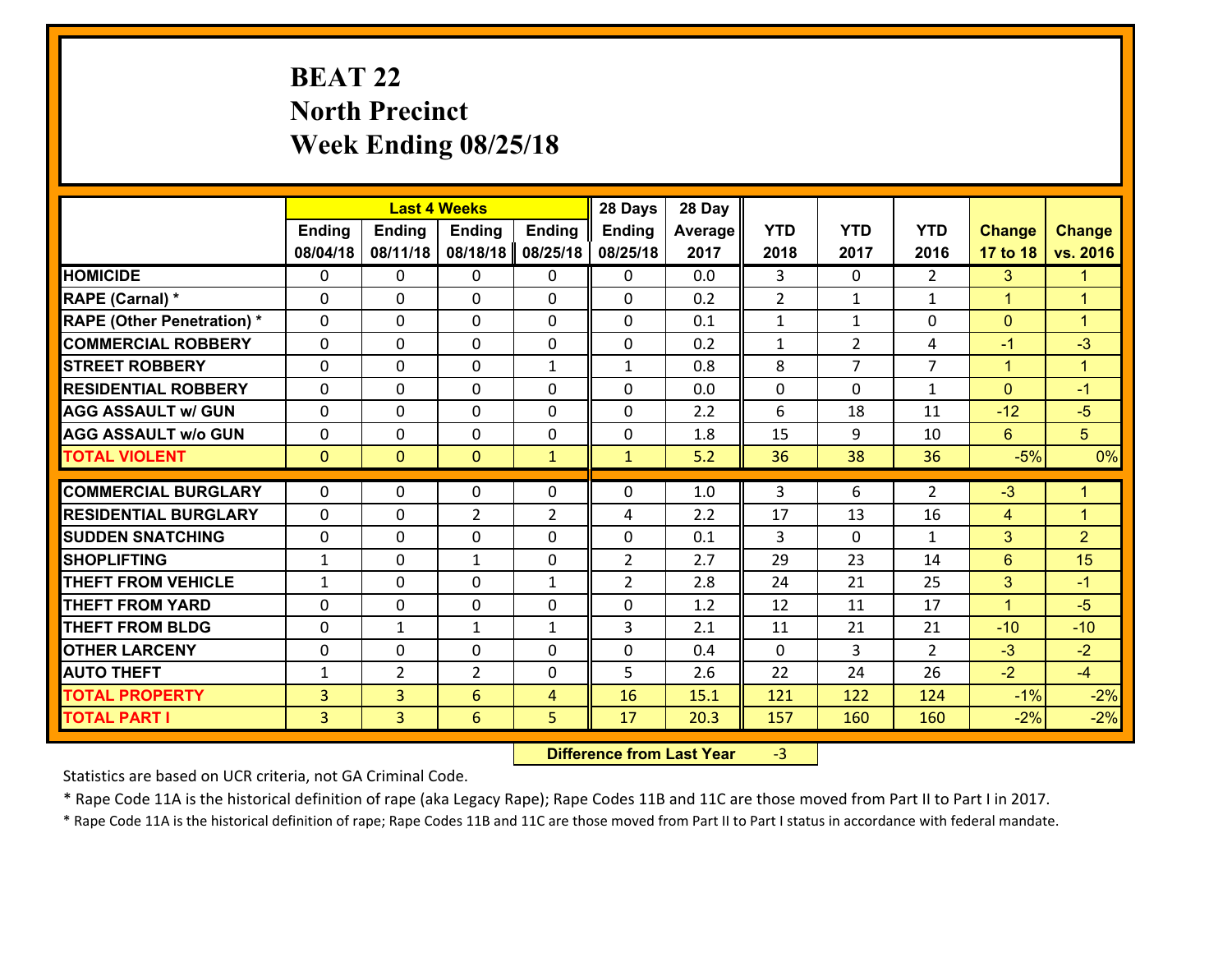# BEAT 22
## North Precinct
## Week Ending 08/25/18

| | Last 4 Weeks | | | | 28 Days | 28 Day | | | | | |
|---|---|---|---|---|---|---|---|---|---|---|---|
| | Ending 08/04/18 | Ending 08/11/18 | Ending 08/18/18 | Ending 08/25/18 | Ending 08/25/18 | Average 2017 | YTD 2018 | YTD 2017 | YTD 2016 | Change 17 to 18 | Change vs. 2016 |
| HOMICIDE | 0 | 0 | 0 | 0 | 0 | 0.0 | 3 | 0 | 2 | 3 | 1 |
| RAPE (Carnal) * | 0 | 0 | 0 | 0 | 0 | 0.2 | 2 | 1 | 1 | 1 | 1 |
| RAPE (Other Penetration) * | 0 | 0 | 0 | 0 | 0 | 0.1 | 1 | 1 | 0 | 0 | 1 |
| COMMERCIAL ROBBERY | 0 | 0 | 0 | 0 | 0 | 0.2 | 1 | 2 | 4 | -1 | -3 |
| STREET ROBBERY | 0 | 0 | 0 | 1 | 1 | 0.8 | 8 | 7 | 7 | 1 | 1 |
| RESIDENTIAL ROBBERY | 0 | 0 | 0 | 0 | 0 | 0.0 | 0 | 0 | 1 | 0 | -1 |
| AGG ASSAULT w/ GUN | 0 | 0 | 0 | 0 | 0 | 2.2 | 6 | 18 | 11 | -12 | -5 |
| AGG ASSAULT w/o GUN | 0 | 0 | 0 | 0 | 0 | 1.8 | 15 | 9 | 10 | 6 | 5 |
| TOTAL VIOLENT | 0 | 0 | 0 | 1 | 1 | 5.2 | 36 | 38 | 36 | -5% | 0% |
| COMMERCIAL BURGLARY | 0 | 0 | 0 | 0 | 0 | 1.0 | 3 | 6 | 2 | -3 | 1 |
| RESIDENTIAL BURGLARY | 0 | 0 | 2 | 2 | 4 | 2.2 | 17 | 13 | 16 | 4 | 1 |
| SUDDEN SNATCHING | 0 | 0 | 0 | 0 | 0 | 0.1 | 3 | 0 | 1 | 3 | 2 |
| SHOPLIFTING | 1 | 0 | 1 | 0 | 2 | 2.7 | 29 | 23 | 14 | 6 | 15 |
| THEFT FROM VEHICLE | 1 | 0 | 0 | 1 | 2 | 2.8 | 24 | 21 | 25 | 3 | -1 |
| THEFT FROM YARD | 0 | 0 | 0 | 0 | 0 | 1.2 | 12 | 11 | 17 | 1 | -5 |
| THEFT FROM BLDG | 0 | 1 | 1 | 1 | 3 | 2.1 | 11 | 21 | 21 | -10 | -10 |
| OTHER LARCENY | 0 | 0 | 0 | 0 | 0 | 0.4 | 0 | 3 | 2 | -3 | -2 |
| AUTO THEFT | 1 | 2 | 2 | 0 | 5 | 2.6 | 22 | 24 | 26 | -2 | -4 |
| TOTAL PROPERTY | 3 | 3 | 6 | 4 | 16 | 15.1 | 121 | 122 | 124 | -1% | -2% |
| TOTAL PART I | 3 | 3 | 6 | 5 | 17 | 20.3 | 157 | 160 | 160 | -2% | -2% |

**Difference from Last Year** -3

Statistics are based on UCR criteria, not GA Criminal Code.

* Rape Code 11A is the historical definition of rape (aka Legacy Rape); Rape Codes 11B and 11C are those moved from Part II to Part I in 2017.

* Rape Code 11A is the historical definition of rape; Rape Codes 11B and 11C are those moved from Part II to Part I status in accordance with federal mandate.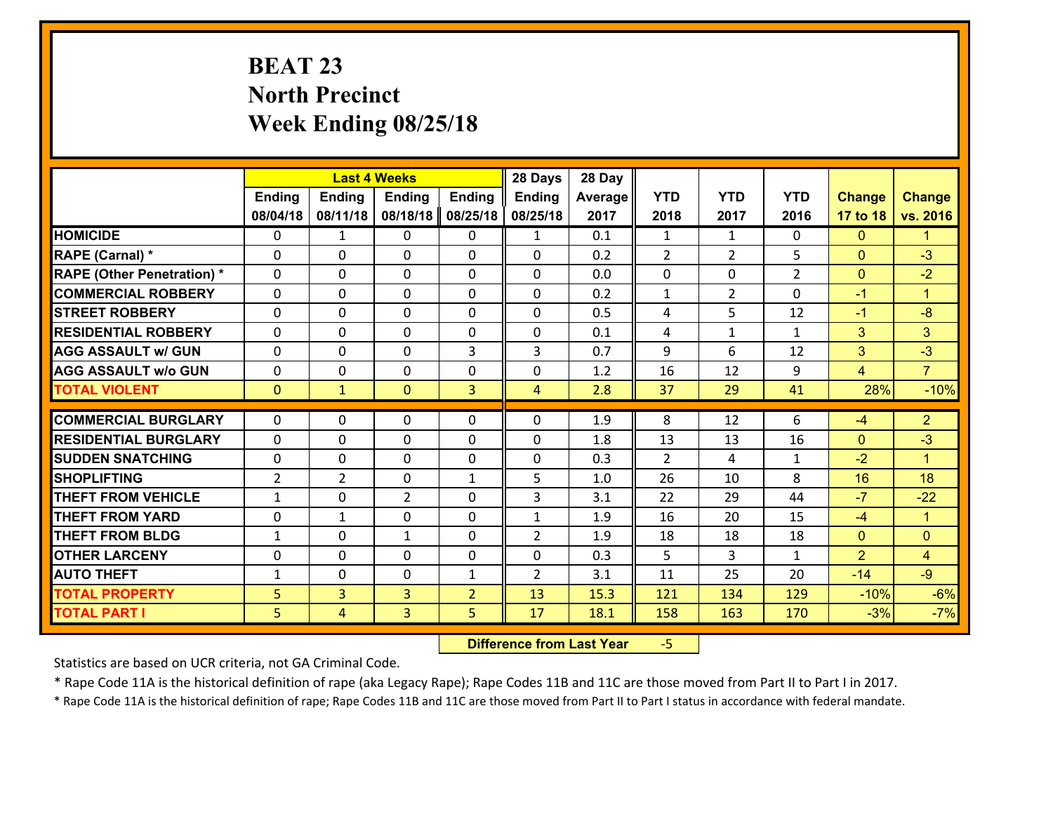# BEAT 23
## North Precinct
## Week Ending 08/25/18

| | Last 4 Weeks | | | | 28 Days | 28 Day | | | | | |
|---|---|---|---|---|---|---|---|---|---|---|---|
| | Ending 08/04/18 | Ending 08/11/18 | Ending 08/18/18 | Ending 08/25/18 | Ending 08/25/18 | Average 2017 | YTD 2018 | YTD 2017 | YTD 2016 | Change 17 to 18 | Change vs. 2016 |
| HOMICIDE | 0 | 1 | 0 | 0 | 1 | 0.1 | 1 | 1 | 0 | 0 | 1 |
| RAPE (Carnal) * | 0 | 0 | 0 | 0 | 0 | 0.2 | 2 | 2 | 5 | 0 | -3 |
| RAPE (Other Penetration) * | 0 | 0 | 0 | 0 | 0 | 0.0 | 0 | 0 | 2 | 0 | -2 |
| COMMERCIAL ROBBERY | 0 | 0 | 0 | 0 | 0 | 0.2 | 1 | 2 | 0 | -1 | 1 |
| STREET ROBBERY | 0 | 0 | 0 | 0 | 0 | 0.5 | 4 | 5 | 12 | -1 | -8 |
| RESIDENTIAL ROBBERY | 0 | 0 | 0 | 0 | 0 | 0.1 | 4 | 1 | 1 | 3 | 3 |
| AGG ASSAULT w/ GUN | 0 | 0 | 0 | 3 | 3 | 0.7 | 9 | 6 | 12 | 3 | -3 |
| AGG ASSAULT w/o GUN | 0 | 0 | 0 | 0 | 0 | 1.2 | 16 | 12 | 9 | 4 | 7 |
| TOTAL VIOLENT | 0 | 1 | 0 | 3 | 4 | 2.8 | 37 | 29 | 41 | 28% | -10% |
| COMMERCIAL BURGLARY | 0 | 0 | 0 | 0 | 0 | 1.9 | 8 | 12 | 6 | -4 | 2 |
| RESIDENTIAL BURGLARY | 0 | 0 | 0 | 0 | 0 | 1.8 | 13 | 13 | 16 | 0 | -3 |
| SUDDEN SNATCHING | 0 | 0 | 0 | 0 | 0 | 0.3 | 2 | 4 | 1 | -2 | 1 |
| SHOPLIFTING | 2 | 2 | 0 | 1 | 5 | 1.0 | 26 | 10 | 8 | 16 | 18 |
| THEFT FROM VEHICLE | 1 | 0 | 2 | 0 | 3 | 3.1 | 22 | 29 | 44 | -7 | -22 |
| THEFT FROM YARD | 0 | 1 | 0 | 0 | 1 | 1.9 | 16 | 20 | 15 | -4 | 1 |
| THEFT FROM BLDG | 1 | 0 | 1 | 0 | 2 | 1.9 | 18 | 18 | 18 | 0 | 0 |
| OTHER LARCENY | 0 | 0 | 0 | 0 | 0 | 0.3 | 5 | 3 | 1 | 2 | 4 |
| AUTO THEFT | 1 | 0 | 0 | 1 | 2 | 3.1 | 11 | 25 | 20 | -14 | -9 |
| TOTAL PROPERTY | 5 | 3 | 3 | 2 | 13 | 15.3 | 121 | 134 | 129 | -10% | -6% |
| TOTAL PART I | 5 | 4 | 3 | 5 | 17 | 18.1 | 158 | 163 | 170 | -3% | -7% |

**Difference from Last Year** -5

Statistics are based on UCR criteria, not GA Criminal Code.

* Rape Code 11A is the historical definition of rape (aka Legacy Rape); Rape Codes 11B and 11C are those moved from Part II to Part I in 2017.

* Rape Code 11A is the historical definition of rape; Rape Codes 11B and 11C are those moved from Part II to Part I status in accordance with federal mandate.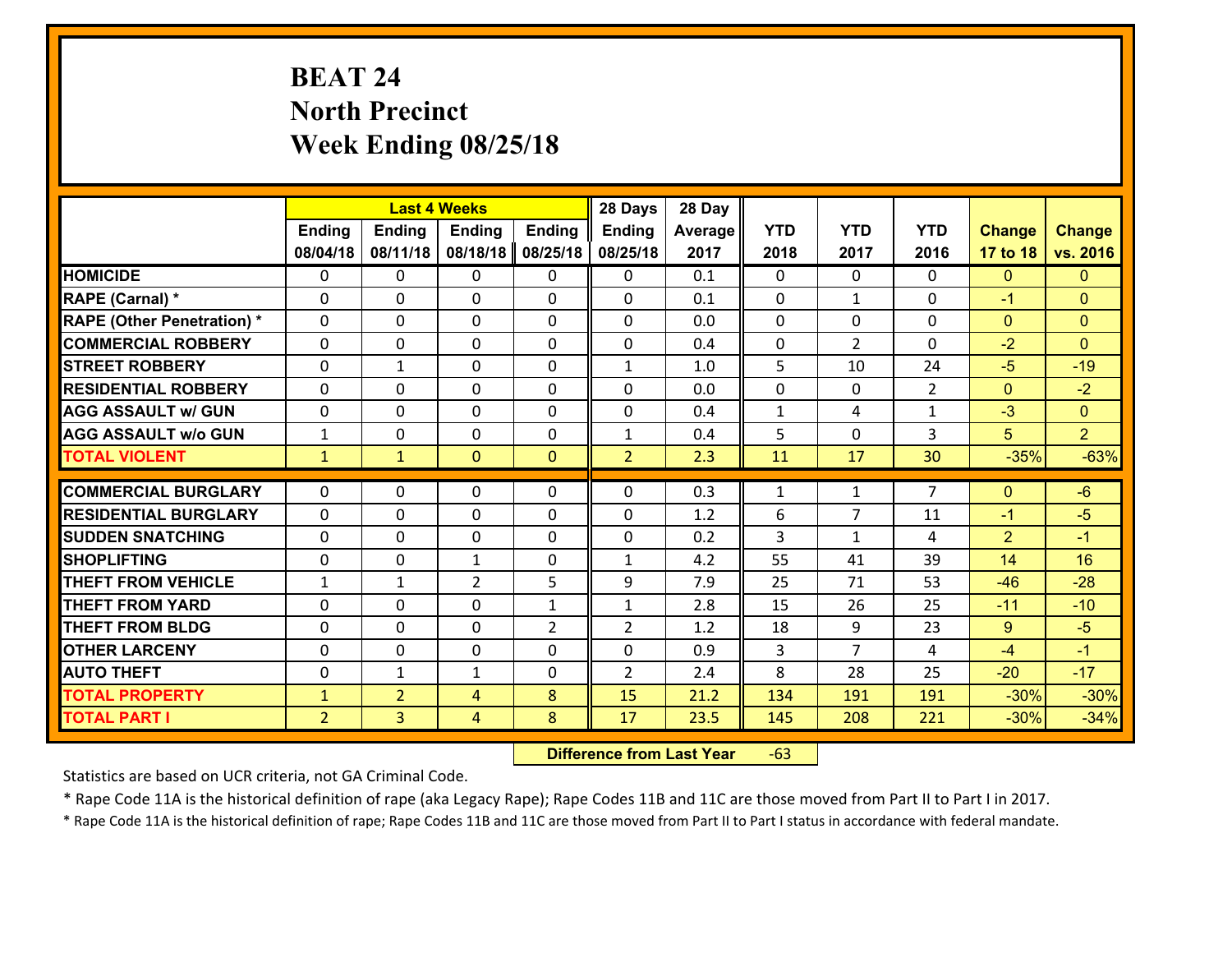# BEAT 24
## North Precinct
## Week Ending 08/25/18

| | Last 4 Weeks | | | | 28 Days | 28 Day | | | | | |
|---|---|---|---|---|---|---|---|---|---|---|---|
| | Ending 08/04/18 | Ending 08/11/18 | Ending 08/18/18 | Ending 08/25/18 | Ending 08/25/18 | Average 2017 | YTD 2018 | YTD 2017 | YTD 2016 | Change 17 to 18 | Change vs. 2016 |
| **HOMICIDE** | 0 | 0 | 0 | 0 | 0 | 0.1 | 0 | 0 | 0 | 0 | 0 |
| **RAPE (Carnal) *** | 0 | 0 | 0 | 0 | 0 | 0.1 | 0 | 1 | 0 | -1 | 0 |
| **RAPE (Other Penetration) *** | 0 | 0 | 0 | 0 | 0 | 0.0 | 0 | 0 | 0 | 0 | 0 |
| **COMMERCIAL ROBBERY** | 0 | 0 | 0 | 0 | 0 | 0.4 | 0 | 2 | 0 | -2 | 0 |
| **STREET ROBBERY** | 0 | 1 | 0 | 0 | 1 | 1.0 | 5 | 10 | 24 | -5 | -19 |
| **RESIDENTIAL ROBBERY** | 0 | 0 | 0 | 0 | 0 | 0.0 | 0 | 0 | 2 | 0 | -2 |
| **AGG ASSAULT w/ GUN** | 0 | 0 | 0 | 0 | 0 | 0.4 | 1 | 4 | 1 | -3 | 0 |
| **AGG ASSAULT w/o GUN** | 1 | 0 | 0 | 0 | 1 | 0.4 | 5 | 0 | 3 | 5 | 2 |
| **TOTAL VIOLENT** | 1 | 1 | 0 | 0 | 2 | 2.3 | 11 | 17 | 30 | -35% | -63% |
| **COMMERCIAL BURGLARY** | 0 | 0 | 0 | 0 | 0 | 0.3 | 1 | 1 | 7 | 0 | -6 |
| **RESIDENTIAL BURGLARY** | 0 | 0 | 0 | 0 | 0 | 1.2 | 6 | 7 | 11 | -1 | -5 |
| **SUDDEN SNATCHING** | 0 | 0 | 0 | 0 | 0 | 0.2 | 3 | 1 | 4 | 2 | -1 |
| **SHOPLIFTING** | 0 | 0 | 1 | 0 | 1 | 4.2 | 55 | 41 | 39 | 14 | 16 |
| **THEFT FROM VEHICLE** | 1 | 1 | 2 | 5 | 9 | 7.9 | 25 | 71 | 53 | -46 | -28 |
| **THEFT FROM YARD** | 0 | 0 | 0 | 1 | 1 | 2.8 | 15 | 26 | 25 | -11 | -10 |
| **THEFT FROM BLDG** | 0 | 0 | 0 | 2 | 2 | 1.2 | 18 | 9 | 23 | 9 | -5 |
| **OTHER LARCENY** | 0 | 0 | 0 | 0 | 0 | 0.9 | 3 | 7 | 4 | -4 | -1 |
| **AUTO THEFT** | 0 | 1 | 1 | 0 | 2 | 2.4 | 8 | 28 | 25 | -20 | -17 |
| **TOTAL PROPERTY** | 1 | 2 | 4 | 8 | 15 | 21.2 | 134 | 191 | 191 | -30% | -30% |
| **TOTAL PART I** | 2 | 3 | 4 | 8 | 17 | 23.5 | 145 | 208 | 221 | -30% | -34% |

**Difference from Last Year** -63

Statistics are based on UCR criteria, not GA Criminal Code.

* Rape Code 11A is the historical definition of rape (aka Legacy Rape); Rape Codes 11B and 11C are those moved from Part II to Part I in 2017.

* Rape Code 11A is the historical definition of rape; Rape Codes 11B and 11C are those moved from Part II to Part I status in accordance with federal mandate.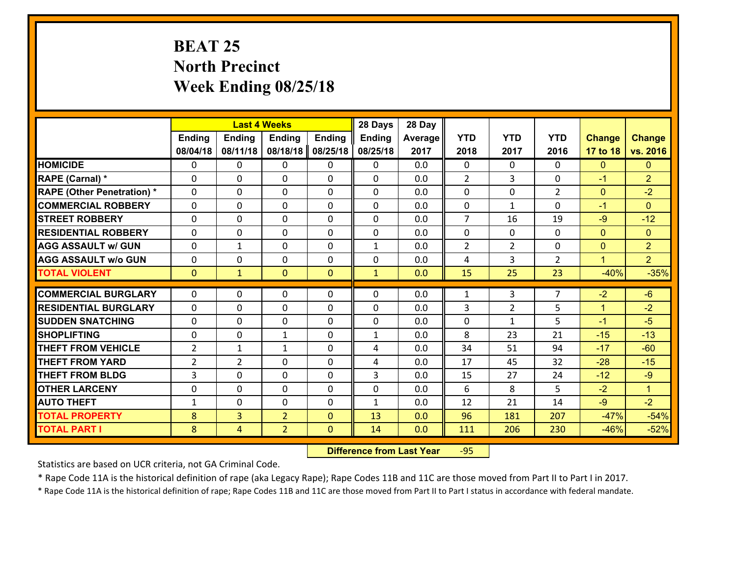# BEAT 25
## North Precinct
## Week Ending 08/25/18

| | Last 4 Weeks | | | | 28 Days | 28 Day | | | | | |
|---|---|---|---|---|---|---|---|---|---|---|---|
| | Ending 08/04/18 | Ending 08/11/18 | Ending 08/18/18 | Ending 08/25/18 | Ending 08/25/18 | Average 2017 | YTD 2018 | YTD 2017 | YTD 2016 | Change 17 to 18 | Change vs. 2016 |
| HOMICIDE | 0 | 0 | 0 | 0 | 0 | 0.0 | 0 | 0 | 0 | 0 | 0 |
| RAPE (Carnal) * | 0 | 0 | 0 | 0 | 0 | 0.0 | 2 | 3 | 0 | -1 | 2 |
| RAPE (Other Penetration) * | 0 | 0 | 0 | 0 | 0 | 0.0 | 0 | 0 | 2 | 0 | -2 |
| COMMERCIAL ROBBERY | 0 | 0 | 0 | 0 | 0 | 0.0 | 0 | 1 | 0 | -1 | 0 |
| STREET ROBBERY | 0 | 0 | 0 | 0 | 0 | 0.0 | 7 | 16 | 19 | -9 | -12 |
| RESIDENTIAL ROBBERY | 0 | 0 | 0 | 0 | 0 | 0.0 | 0 | 0 | 0 | 0 | 0 |
| AGG ASSAULT w/ GUN | 0 | 1 | 0 | 0 | 1 | 0.0 | 2 | 2 | 0 | 0 | 2 |
| AGG ASSAULT w/o GUN | 0 | 0 | 0 | 0 | 0 | 0.0 | 4 | 3 | 2 | 1 | 2 |
| TOTAL VIOLENT | 0 | 1 | 0 | 0 | 1 | 0.0 | 15 | 25 | 23 | -40% | -35% |
| COMMERCIAL BURGLARY | 0 | 0 | 0 | 0 | 0 | 0.0 | 1 | 3 | 7 | -2 | -6 |
| RESIDENTIAL BURGLARY | 0 | 0 | 0 | 0 | 0 | 0.0 | 3 | 2 | 5 | 1 | -2 |
| SUDDEN SNATCHING | 0 | 0 | 0 | 0 | 0 | 0.0 | 0 | 1 | 5 | -1 | -5 |
| SHOPLIFTING | 0 | 0 | 1 | 0 | 1 | 0.0 | 8 | 23 | 21 | -15 | -13 |
| THEFT FROM VEHICLE | 2 | 1 | 1 | 0 | 4 | 0.0 | 34 | 51 | 94 | -17 | -60 |
| THEFT FROM YARD | 2 | 2 | 0 | 0 | 4 | 0.0 | 17 | 45 | 32 | -28 | -15 |
| THEFT FROM BLDG | 3 | 0 | 0 | 0 | 3 | 0.0 | 15 | 27 | 24 | -12 | -9 |
| OTHER LARCENY | 0 | 0 | 0 | 0 | 0 | 0.0 | 6 | 8 | 5 | -2 | 1 |
| AUTO THEFT | 1 | 0 | 0 | 0 | 1 | 0.0 | 12 | 21 | 14 | -9 | -2 |
| TOTAL PROPERTY | 8 | 3 | 2 | 0 | 13 | 0.0 | 96 | 181 | 207 | -47% | -54% |
| TOTAL PART I | 8 | 4 | 2 | 0 | 14 | 0.0 | 111 | 206 | 230 | -46% | -52% |

**Difference from Last Year** -95

Statistics are based on UCR criteria, not GA Criminal Code.

* Rape Code 11A is the historical definition of rape (aka Legacy Rape); Rape Codes 11B and 11C are those moved from Part II to Part I in 2017.

* Rape Code 11A is the historical definition of rape; Rape Codes 11B and 11C are those moved from Part II to Part I status in accordance with federal mandate.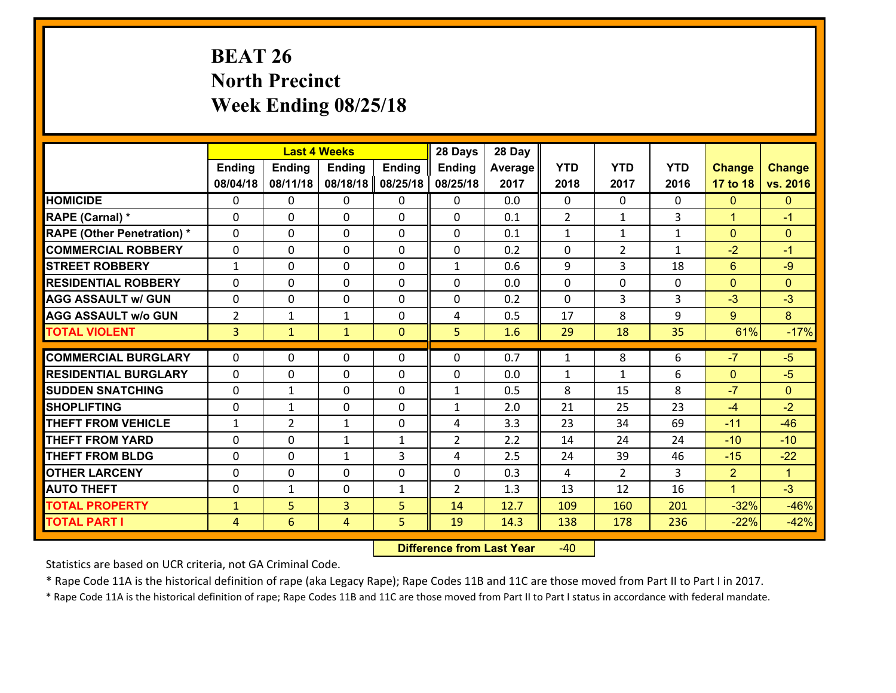# BEAT 26
## North Precinct
## Week Ending 08/25/18

| | Last 4 Weeks | | | | 28 Days | 28 Day | | | | | |
|---|---|---|---|---|---|---|---|---|---|---|---|
| | Ending 08/04/18 | Ending 08/11/18 | Ending 08/18/18 | Ending 08/25/18 | Ending 08/25/18 | Average 2017 | YTD 2018 | YTD 2017 | YTD 2016 | Change 17 to 18 | Change vs. 2016 |
| **HOMICIDE** | 0 | 0 | 0 | 0 | 0 | 0.0 | 0 | 0 | 0 | 0 | 0 |
| **RAPE (Carnal) *** | 0 | 0 | 0 | 0 | 0 | 0.1 | 2 | 1 | 3 | 1 | -1 |
| **RAPE (Other Penetration) *** | 0 | 0 | 0 | 0 | 0 | 0.1 | 1 | 1 | 1 | 0 | 0 |
| **COMMERCIAL ROBBERY** | 0 | 0 | 0 | 0 | 0 | 0.2 | 0 | 2 | 1 | -2 | -1 |
| **STREET ROBBERY** | 1 | 0 | 0 | 0 | 1 | 0.6 | 9 | 3 | 18 | 6 | -9 |
| **RESIDENTIAL ROBBERY** | 0 | 0 | 0 | 0 | 0 | 0.0 | 0 | 0 | 0 | 0 | 0 |
| **AGG ASSAULT w/ GUN** | 0 | 0 | 0 | 0 | 0 | 0.2 | 0 | 3 | 3 | -3 | -3 |
| **AGG ASSAULT w/o GUN** | 2 | 1 | 1 | 0 | 4 | 0.5 | 17 | 8 | 9 | 9 | 8 |
| **TOTAL VIOLENT** | 3 | 1 | 1 | 0 | 5 | 1.6 | 29 | 18 | 35 | 61% | -17% |
| **COMMERCIAL BURGLARY** | 0 | 0 | 0 | 0 | 0 | 0.7 | 1 | 8 | 6 | -7 | -5 |
| **RESIDENTIAL BURGLARY** | 0 | 0 | 0 | 0 | 0 | 0.0 | 1 | 1 | 6 | 0 | -5 |
| **SUDDEN SNATCHING** | 0 | 1 | 0 | 0 | 1 | 0.5 | 8 | 15 | 8 | -7 | 0 |
| **SHOPLIFTING** | 0 | 1 | 0 | 0 | 1 | 2.0 | 21 | 25 | 23 | -4 | -2 |
| **THEFT FROM VEHICLE** | 1 | 2 | 1 | 0 | 4 | 3.3 | 23 | 34 | 69 | -11 | -46 |
| **THEFT FROM YARD** | 0 | 0 | 1 | 1 | 2 | 2.2 | 14 | 24 | 24 | -10 | -10 |
| **THEFT FROM BLDG** | 0 | 0 | 1 | 3 | 4 | 2.5 | 24 | 39 | 46 | -15 | -22 |
| **OTHER LARCENY** | 0 | 0 | 0 | 0 | 0 | 0.3 | 4 | 2 | 3 | 2 | 1 |
| **AUTO THEFT** | 0 | 1 | 0 | 1 | 2 | 1.3 | 13 | 12 | 16 | 1 | -3 |
| **TOTAL PROPERTY** | 1 | 5 | 3 | 5 | 14 | 12.7 | 109 | 160 | 201 | -32% | -46% |
| **TOTAL PART I** | 4 | 6 | 4 | 5 | 19 | 14.3 | 138 | 178 | 236 | -22% | -42% |

**Difference from Last Year** -40

Statistics are based on UCR criteria, not GA Criminal Code.

* Rape Code 11A is the historical definition of rape (aka Legacy Rape); Rape Codes 11B and 11C are those moved from Part II to Part I in 2017.

* Rape Code 11A is the historical definition of rape; Rape Codes 11B and 11C are those moved from Part II to Part I status in accordance with federal mandate.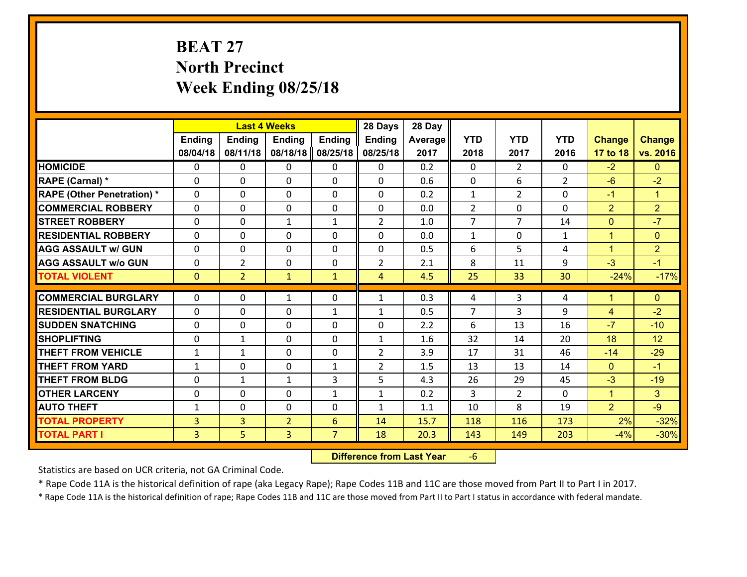# BEAT 27
# North Precinct
# Week Ending 08/25/18

| | Last 4 Weeks | | | | 28 Days | 28 Day | | | | | |
|---|---|---|---|---|---|---|---|---|---|---|---|
| | Ending 08/04/18 | Ending 08/11/18 | Ending 08/18/18 | Ending 08/25/18 | Ending 08/25/18 | Average 2017 | YTD 2018 | YTD 2017 | YTD 2016 | Change 17 to 18 | Change vs. 2016 |
| HOMICIDE | 0 | 0 | 0 | 0 | 0 | 0.2 | 0 | 2 | 0 | -2 | 0 |
| RAPE (Carnal) * | 0 | 0 | 0 | 0 | 0 | 0.6 | 0 | 6 | 2 | -6 | -2 |
| RAPE (Other Penetration) * | 0 | 0 | 0 | 0 | 0 | 0.2 | 1 | 2 | 0 | -1 | 1 |
| COMMERCIAL ROBBERY | 0 | 0 | 0 | 0 | 0 | 0.0 | 2 | 0 | 0 | 2 | 2 |
| STREET ROBBERY | 0 | 0 | 1 | 1 | 2 | 1.0 | 7 | 7 | 14 | 0 | -7 |
| RESIDENTIAL ROBBERY | 0 | 0 | 0 | 0 | 0 | 0.0 | 1 | 0 | 1 | 1 | 0 |
| AGG ASSAULT w/ GUN | 0 | 0 | 0 | 0 | 0 | 0.5 | 6 | 5 | 4 | 1 | 2 |
| AGG ASSAULT w/o GUN | 0 | 2 | 0 | 0 | 2 | 2.1 | 8 | 11 | 9 | -3 | -1 |
| TOTAL VIOLENT | 0 | 2 | 1 | 1 | 4 | 4.5 | 25 | 33 | 30 | -24% | -17% |
| COMMERCIAL BURGLARY | 0 | 0 | 1 | 0 | 1 | 0.3 | 4 | 3 | 4 | 1 | 0 |
| RESIDENTIAL BURGLARY | 0 | 0 | 0 | 1 | 1 | 0.5 | 7 | 3 | 9 | 4 | -2 |
| SUDDEN SNATCHING | 0 | 0 | 0 | 0 | 0 | 2.2 | 6 | 13 | 16 | -7 | -10 |
| SHOPLIFTING | 0 | 1 | 0 | 0 | 1 | 1.6 | 32 | 14 | 20 | 18 | 12 |
| THEFT FROM VEHICLE | 1 | 1 | 0 | 0 | 2 | 3.9 | 17 | 31 | 46 | -14 | -29 |
| THEFT FROM YARD | 1 | 0 | 0 | 1 | 2 | 1.5 | 13 | 13 | 14 | 0 | -1 |
| THEFT FROM BLDG | 0 | 1 | 1 | 3 | 5 | 4.3 | 26 | 29 | 45 | -3 | -19 |
| OTHER LARCENY | 0 | 0 | 0 | 1 | 1 | 0.2 | 3 | 2 | 0 | 1 | 3 |
| AUTO THEFT | 1 | 0 | 0 | 0 | 1 | 1.1 | 10 | 8 | 19 | 2 | -9 |
| TOTAL PROPERTY | 3 | 3 | 2 | 6 | 14 | 15.7 | 118 | 116 | 173 | 2% | -32% |
| TOTAL PART I | 3 | 5 | 3 | 7 | 18 | 20.3 | 143 | 149 | 203 | -4% | -30% |

**Difference from Last Year** -6

Statistics are based on UCR criteria, not GA Criminal Code.

* Rape Code 11A is the historical definition of rape (aka Legacy Rape); Rape Codes 11B and 11C are those moved from Part II to Part I in 2017.

* Rape Code 11A is the historical definition of rape; Rape Codes 11B and 11C are those moved from Part II to Part I status in accordance with federal mandate.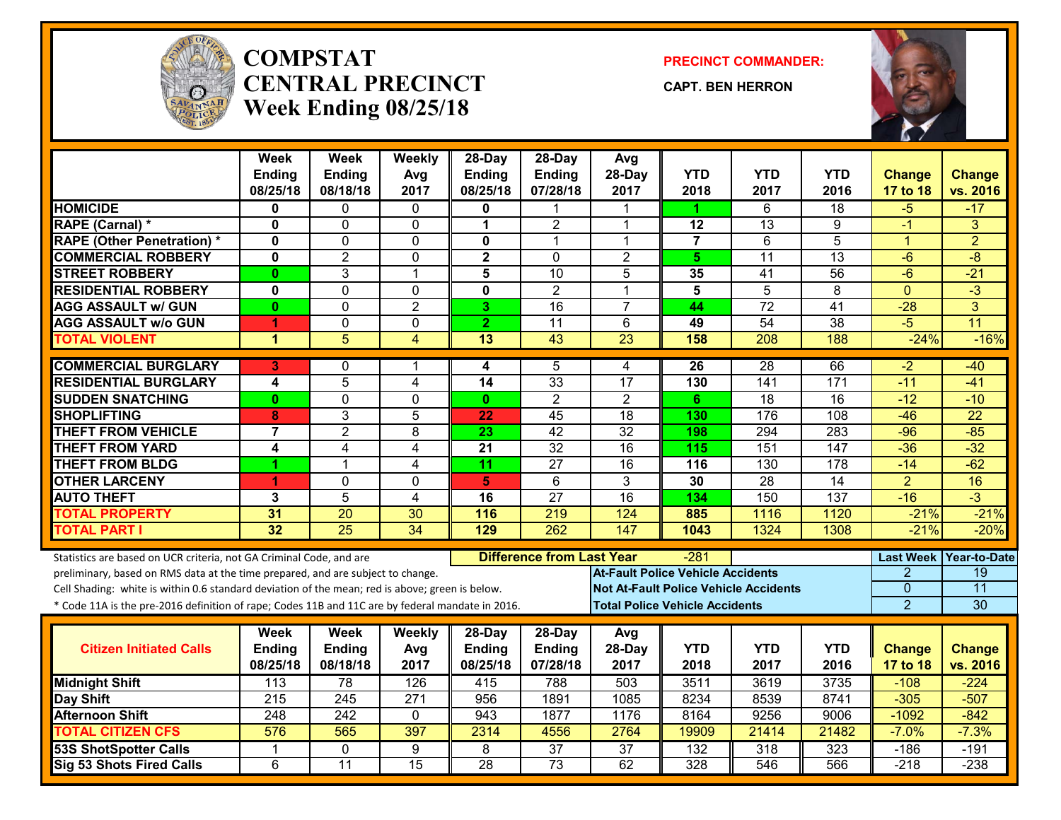# COMPSTAT
# CENTRAL PRECINCT
## Week Ending 08/25/18

**PRECINCT COMMANDER:**

**CAPT. BEN HERRON**

| | Week Ending 08/25/18 | Week Ending 08/18/18 | Weekly Avg 2017 | 28-Day Ending 08/25/18 | 28-Day Ending 07/28/18 | Avg 28-Day 2017 | YTD 2018 | YTD 2017 | YTD 2016 | Change 17 to 18 | Change vs. 2016 |
|---|---|---|---|---|---|---|---|---|---|---|---|
| HOMICIDE | 0 | 0 | 0 | 0 | 1 | 1 | 1 | 6 | 18 | -5 | -17 |
| RAPE (Carnal) * | 0 | 0 | 0 | 1 | 2 | 1 | 12 | 13 | 9 | -1 | 3 |
| RAPE (Other Penetration) * | 0 | 0 | 0 | 0 | 1 | 1 | 7 | 6 | 5 | 1 | 2 |
| COMMERCIAL ROBBERY | 0 | 2 | 0 | 2 | 0 | 2 | 5 | 11 | 13 | -6 | -8 |
| STREET ROBBERY | 0 | 3 | 1 | 5 | 10 | 5 | 35 | 41 | 56 | -6 | -21 |
| RESIDENTIAL ROBBERY | 0 | 0 | 0 | 0 | 2 | 1 | 5 | 5 | 8 | 0 | -3 |
| AGG ASSAULT w/ GUN | 0 | 0 | 2 | 3 | 16 | 7 | 44 | 72 | 41 | -28 | 3 |
| AGG ASSAULT w/o GUN | 1 | 0 | 0 | 2 | 11 | 6 | 49 | 54 | 38 | -5 | 11 |
| TOTAL VIOLENT | 1 | 5 | 4 | 13 | 43 | 23 | 158 | 208 | 188 | -24% | -16% |
| COMMERCIAL BURGLARY | 3 | 0 | 1 | 4 | 5 | 4 | 26 | 28 | 66 | -2 | -40 |
| RESIDENTIAL BURGLARY | 4 | 5 | 4 | 14 | 33 | 17 | 130 | 141 | 171 | -11 | -41 |
| SUDDEN SNATCHING | 0 | 0 | 0 | 0 | 2 | 2 | 6 | 18 | 16 | -12 | -10 |
| SHOPLIFTING | 8 | 3 | 5 | 22 | 45 | 18 | 130 | 176 | 108 | -46 | 22 |
| THEFT FROM VEHICLE | 7 | 2 | 8 | 23 | 42 | 32 | 198 | 294 | 283 | -96 | -85 |
| THEFT FROM YARD | 4 | 4 | 4 | 21 | 32 | 16 | 115 | 151 | 147 | -36 | -32 |
| THEFT FROM BLDG | 1 | 1 | 4 | 11 | 27 | 16 | 116 | 130 | 178 | -14 | -62 |
| OTHER LARCENY | 1 | 0 | 0 | 5 | 6 | 3 | 30 | 28 | 14 | 2 | 16 |
| AUTO THEFT | 3 | 5 | 4 | 16 | 27 | 16 | 134 | 150 | 137 | -16 | -3 |
| TOTAL PROPERTY | 31 | 20 | 30 | 116 | 219 | 124 | 885 | 1116 | 1120 | -21% | -21% |
| TOTAL PART I | 32 | 25 | 34 | 129 | 262 | 147 | 1043 | 1324 | 1308 | -21% | -20% |

Statistics are based on UCR criteria, not GA Criminal Code, and are preliminary, based on RMS data at the time prepared, and are subject to change.

Cell Shading: white is within 0.6 standard deviation of the mean; red is above; green is below.

* Code 11A is the pre-2016 definition of rape; Codes 11B and 11C are by federal mandate in 2016.

**Difference from Last Year:** -281

| | Last Week | Year-to-Date |
|---|---|---|
| At-Fault Police Vehicle Accidents | 2 | 19 |
| Not At-Fault Police Vehicle Accidents | 0 | 11 |
| Total Police Vehicle Accidents | 2 | 30 |

| Citizen Initiated Calls | Week Ending 08/25/18 | Week Ending 08/18/18 | Weekly Avg 2017 | 28-Day Ending 08/25/18 | 28-Day Ending 07/28/18 | Avg 28-Day 2017 | YTD 2018 | YTD 2017 | YTD 2016 | Change 17 to 18 | Change vs. 2016 |
|---|---|---|---|---|---|---|---|---|---|---|---|
| Midnight Shift | 113 | 78 | 126 | 415 | 788 | 503 | 3511 | 3619 | 3735 | -108 | -224 |
| Day Shift | 215 | 245 | 271 | 956 | 1891 | 1085 | 8234 | 8539 | 8741 | -305 | -507 |
| Afternoon Shift | 248 | 242 | 0 | 943 | 1877 | 1176 | 8164 | 9256 | 9006 | -1092 | -842 |
| TOTAL CITIZEN CFS | 576 | 565 | 397 | 2314 | 4556 | 2764 | 19909 | 21414 | 21482 | -7.0% | -7.3% |
| 53S ShotSpotter Calls | 1 | 0 | 9 | 8 | 37 | 37 | 132 | 318 | 323 | -186 | -191 |
| Sig 53 Shots Fired Calls | 6 | 11 | 15 | 28 | 73 | 62 | 328 | 546 | 566 | -218 | -238 |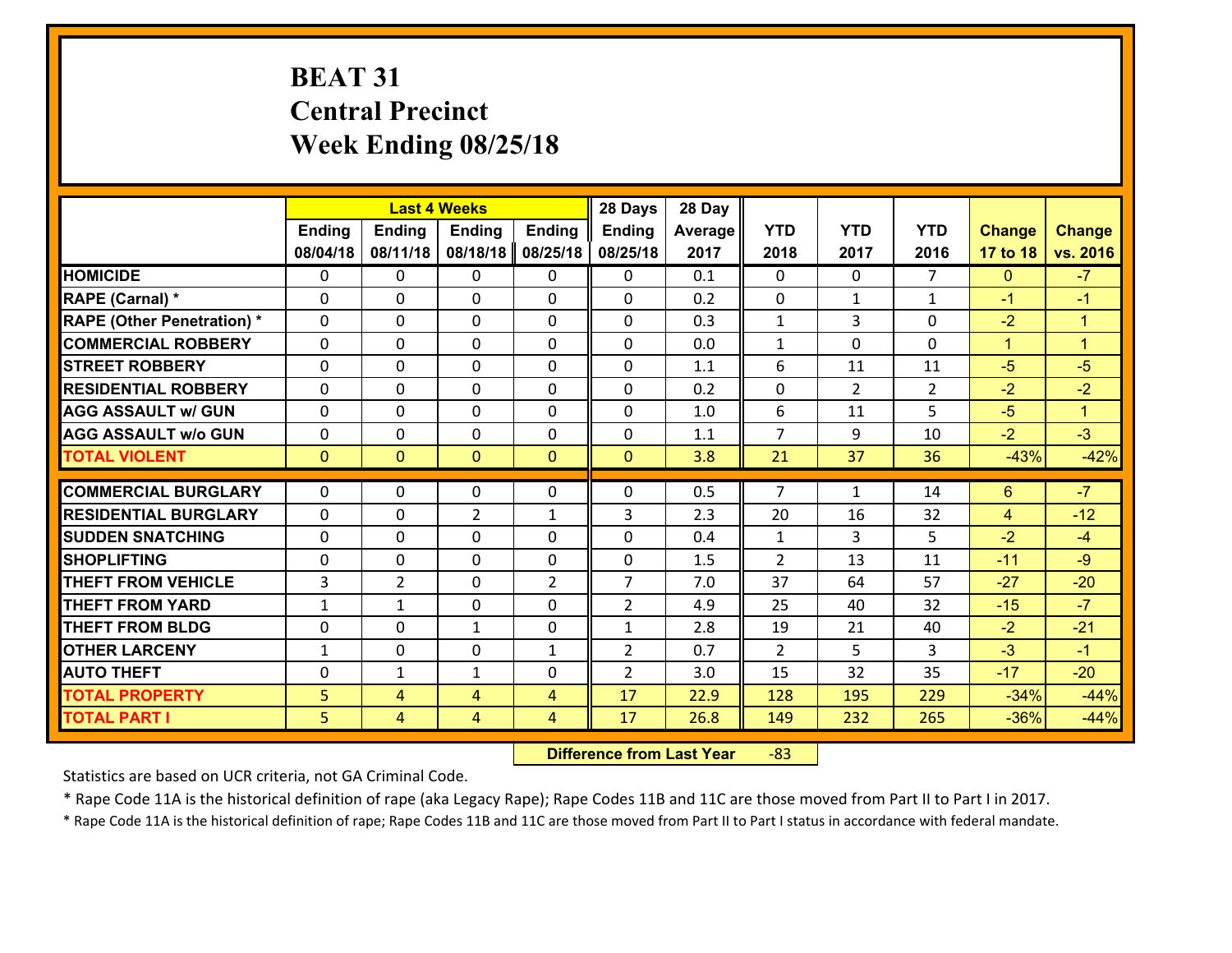# BEAT 31
## Central Precinct
## Week Ending 08/25/18

| | Last 4 Weeks | | | | 28 Days | 28 Day | | | | | |
|---|---|---|---|---|---|---|---|---|---|---|---|
| | Ending 08/04/18 | Ending 08/11/18 | Ending 08/18/18 | Ending 08/25/18 | Ending 08/25/18 | Average 2017 | YTD 2018 | YTD 2017 | YTD 2016 | Change 17 to 18 | Change vs. 2016 |
| HOMICIDE | 0 | 0 | 0 | 0 | 0 | 0.1 | 0 | 0 | 7 | 0 | -7 |
| RAPE (Carnal) * | 0 | 0 | 0 | 0 | 0 | 0.2 | 0 | 1 | 1 | -1 | -1 |
| RAPE (Other Penetration) * | 0 | 0 | 0 | 0 | 0 | 0.3 | 1 | 3 | 0 | -2 | 1 |
| COMMERCIAL ROBBERY | 0 | 0 | 0 | 0 | 0 | 0.0 | 1 | 0 | 0 | 1 | 1 |
| STREET ROBBERY | 0 | 0 | 0 | 0 | 0 | 1.1 | 6 | 11 | 11 | -5 | -5 |
| RESIDENTIAL ROBBERY | 0 | 0 | 0 | 0 | 0 | 0.2 | 0 | 2 | 2 | -2 | -2 |
| AGG ASSAULT w/ GUN | 0 | 0 | 0 | 0 | 0 | 1.0 | 6 | 11 | 5 | -5 | 1 |
| AGG ASSAULT w/o GUN | 0 | 0 | 0 | 0 | 0 | 1.1 | 7 | 9 | 10 | -2 | -3 |
| TOTAL VIOLENT | 0 | 0 | 0 | 0 | 0 | 3.8 | 21 | 37 | 36 | -43% | -42% |
| COMMERCIAL BURGLARY | 0 | 0 | 0 | 0 | 0 | 0.5 | 7 | 1 | 14 | 6 | -7 |
| RESIDENTIAL BURGLARY | 0 | 0 | 2 | 1 | 3 | 2.3 | 20 | 16 | 32 | 4 | -12 |
| SUDDEN SNATCHING | 0 | 0 | 0 | 0 | 0 | 0.4 | 1 | 3 | 5 | -2 | -4 |
| SHOPLIFTING | 0 | 0 | 0 | 0 | 0 | 1.5 | 2 | 13 | 11 | -11 | -9 |
| THEFT FROM VEHICLE | 3 | 2 | 0 | 2 | 7 | 7.0 | 37 | 64 | 57 | -27 | -20 |
| THEFT FROM YARD | 1 | 1 | 0 | 0 | 2 | 4.9 | 25 | 40 | 32 | -15 | -7 |
| THEFT FROM BLDG | 0 | 0 | 1 | 0 | 1 | 2.8 | 19 | 21 | 40 | -2 | -21 |
| OTHER LARCENY | 1 | 0 | 0 | 1 | 2 | 0.7 | 2 | 5 | 3 | -3 | -1 |
| AUTO THEFT | 0 | 1 | 1 | 0 | 2 | 3.0 | 15 | 32 | 35 | -17 | -20 |
| TOTAL PROPERTY | 5 | 4 | 4 | 4 | 17 | 22.9 | 128 | 195 | 229 | -34% | -44% |
| TOTAL PART I | 5 | 4 | 4 | 4 | 17 | 26.8 | 149 | 232 | 265 | -36% | -44% |

**Difference from Last Year** -83

Statistics are based on UCR criteria, not GA Criminal Code.

* Rape Code 11A is the historical definition of rape (aka Legacy Rape); Rape Codes 11B and 11C are those moved from Part II to Part I in 2017.

* Rape Code 11A is the historical definition of rape; Rape Codes 11B and 11C are those moved from Part II to Part I status in accordance with federal mandate.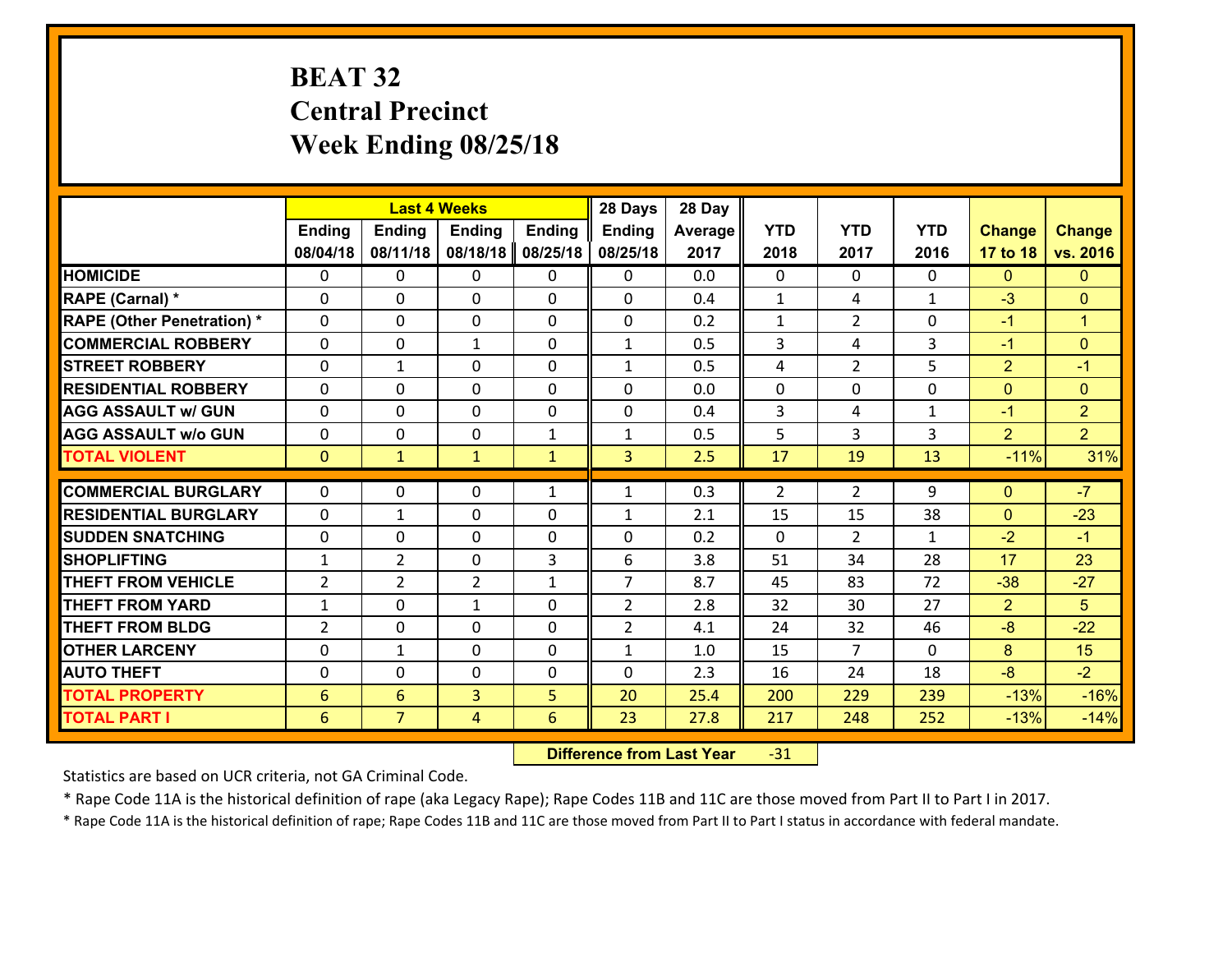# BEAT 32
# Central Precinct
# Week Ending 08/25/18

| | Last 4 Weeks | | | | 28 Days | 28 Day | | | | | |
|---|---|---|---|---|---|---|---|---|---|---|---|
| | Ending 08/04/18 | Ending 08/11/18 | Ending 08/18/18 | Ending 08/25/18 | Ending 08/25/18 | Average 2017 | YTD 2018 | YTD 2017 | YTD 2016 | Change 17 to 18 | Change vs. 2016 |
| HOMICIDE | 0 | 0 | 0 | 0 | 0 | 0.0 | 0 | 0 | 0 | 0 | 0 |
| RAPE (Carnal) * | 0 | 0 | 0 | 0 | 0 | 0.4 | 1 | 4 | 1 | -3 | 0 |
| RAPE (Other Penetration) * | 0 | 0 | 0 | 0 | 0 | 0.2 | 1 | 2 | 0 | -1 | 1 |
| COMMERCIAL ROBBERY | 0 | 0 | 1 | 0 | 1 | 0.5 | 3 | 4 | 3 | -1 | 0 |
| STREET ROBBERY | 0 | 1 | 0 | 0 | 1 | 0.5 | 4 | 2 | 5 | 2 | -1 |
| RESIDENTIAL ROBBERY | 0 | 0 | 0 | 0 | 0 | 0.0 | 0 | 0 | 0 | 0 | 0 |
| AGG ASSAULT w/ GUN | 0 | 0 | 0 | 0 | 0 | 0.4 | 3 | 4 | 1 | -1 | 2 |
| AGG ASSAULT w/o GUN | 0 | 0 | 0 | 1 | 1 | 0.5 | 5 | 3 | 3 | 2 | 2 |
| TOTAL VIOLENT | 0 | 1 | 1 | 1 | 3 | 2.5 | 17 | 19 | 13 | -11% | 31% |
| COMMERCIAL BURGLARY | 0 | 0 | 0 | 1 | 1 | 0.3 | 2 | 2 | 9 | 0 | -7 |
| RESIDENTIAL BURGLARY | 0 | 1 | 0 | 0 | 1 | 2.1 | 15 | 15 | 38 | 0 | -23 |
| SUDDEN SNATCHING | 0 | 0 | 0 | 0 | 0 | 0.2 | 0 | 2 | 1 | -2 | -1 |
| SHOPLIFTING | 1 | 2 | 0 | 3 | 6 | 3.8 | 51 | 34 | 28 | 17 | 23 |
| THEFT FROM VEHICLE | 2 | 2 | 2 | 1 | 7 | 8.7 | 45 | 83 | 72 | -38 | -27 |
| THEFT FROM YARD | 1 | 0 | 1 | 0 | 2 | 2.8 | 32 | 30 | 27 | 2 | 5 |
| THEFT FROM BLDG | 2 | 0 | 0 | 0 | 2 | 4.1 | 24 | 32 | 46 | -8 | -22 |
| OTHER LARCENY | 0 | 1 | 0 | 0 | 1 | 1.0 | 15 | 7 | 0 | 8 | 15 |
| AUTO THEFT | 0 | 0 | 0 | 0 | 0 | 2.3 | 16 | 24 | 18 | -8 | -2 |
| TOTAL PROPERTY | 6 | 6 | 3 | 5 | 20 | 25.4 | 200 | 229 | 239 | -13% | -16% |
| TOTAL PART I | 6 | 7 | 4 | 6 | 23 | 27.8 | 217 | 248 | 252 | -13% | -14% |

**Difference from Last Year** -31

Statistics are based on UCR criteria, not GA Criminal Code.

* Rape Code 11A is the historical definition of rape (aka Legacy Rape); Rape Codes 11B and 11C are those moved from Part II to Part I in 2017.

* Rape Code 11A is the historical definition of rape; Rape Codes 11B and 11C are those moved from Part II to Part I status in accordance with federal mandate.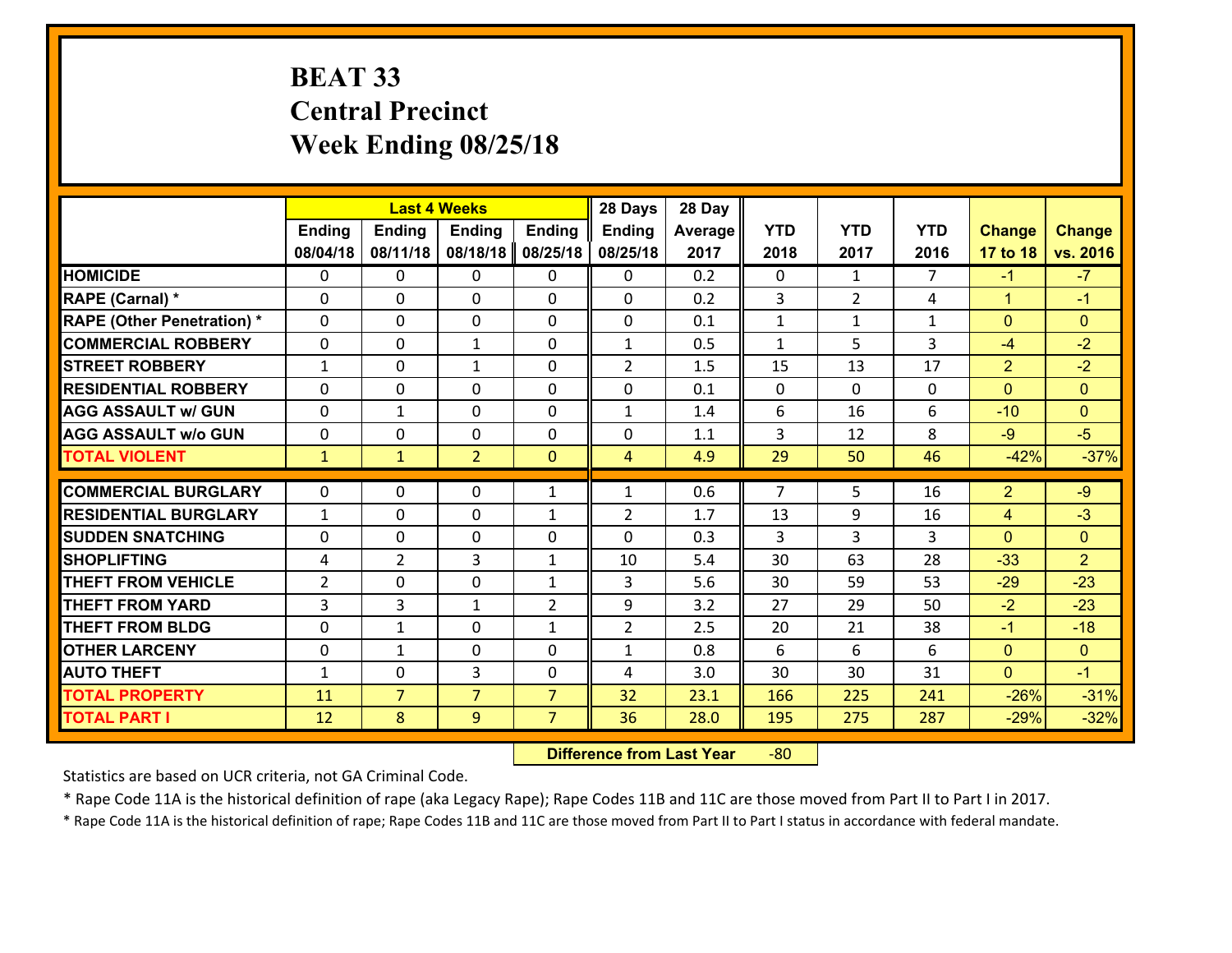# BEAT 33
## Central Precinct
## Week Ending 08/25/18

| | Last 4 Weeks | | | | 28 Days | 28 Day | | | | | |
|---|---|---|---|---|---|---|---|---|---|---|---|
| | Ending 08/04/18 | Ending 08/11/18 | Ending 08/18/18 | Ending 08/25/18 | Ending 08/25/18 | Average 2017 | YTD 2018 | YTD 2017 | YTD 2016 | Change 17 to 18 | Change vs. 2016 |
| HOMICIDE | 0 | 0 | 0 | 0 | 0 | 0.2 | 0 | 1 | 7 | -1 | -7 |
| RAPE (Carnal) * | 0 | 0 | 0 | 0 | 0 | 0.2 | 3 | 2 | 4 | 1 | -1 |
| RAPE (Other Penetration) * | 0 | 0 | 0 | 0 | 0 | 0.1 | 1 | 1 | 1 | 0 | 0 |
| COMMERCIAL ROBBERY | 0 | 0 | 1 | 0 | 1 | 0.5 | 1 | 5 | 3 | -4 | -2 |
| STREET ROBBERY | 1 | 0 | 1 | 0 | 2 | 1.5 | 15 | 13 | 17 | 2 | -2 |
| RESIDENTIAL ROBBERY | 0 | 0 | 0 | 0 | 0 | 0.1 | 0 | 0 | 0 | 0 | 0 |
| AGG ASSAULT w/ GUN | 0 | 1 | 0 | 0 | 1 | 1.4 | 6 | 16 | 6 | -10 | 0 |
| AGG ASSAULT w/o GUN | 0 | 0 | 0 | 0 | 0 | 1.1 | 3 | 12 | 8 | -9 | -5 |
| TOTAL VIOLENT | 1 | 1 | 2 | 0 | 4 | 4.9 | 29 | 50 | 46 | -42% | -37% |
| COMMERCIAL BURGLARY | 0 | 0 | 0 | 1 | 1 | 0.6 | 7 | 5 | 16 | 2 | -9 |
| RESIDENTIAL BURGLARY | 1 | 0 | 0 | 1 | 2 | 1.7 | 13 | 9 | 16 | 4 | -3 |
| SUDDEN SNATCHING | 0 | 0 | 0 | 0 | 0 | 0.3 | 3 | 3 | 3 | 0 | 0 |
| SHOPLIFTING | 4 | 2 | 3 | 1 | 10 | 5.4 | 30 | 63 | 28 | -33 | 2 |
| THEFT FROM VEHICLE | 2 | 0 | 0 | 1 | 3 | 5.6 | 30 | 59 | 53 | -29 | -23 |
| THEFT FROM YARD | 3 | 3 | 1 | 2 | 9 | 3.2 | 27 | 29 | 50 | -2 | -23 |
| THEFT FROM BLDG | 0 | 1 | 0 | 1 | 2 | 2.5 | 20 | 21 | 38 | -1 | -18 |
| OTHER LARCENY | 0 | 1 | 0 | 0 | 1 | 0.8 | 6 | 6 | 6 | 0 | 0 |
| AUTO THEFT | 1 | 0 | 3 | 0 | 4 | 3.0 | 30 | 30 | 31 | 0 | -1 |
| TOTAL PROPERTY | 11 | 7 | 7 | 7 | 32 | 23.1 | 166 | 225 | 241 | -26% | -31% |
| TOTAL PART I | 12 | 8 | 9 | 7 | 36 | 28.0 | 195 | 275 | 287 | -29% | -32% |

**Difference from Last Year** -80

Statistics are based on UCR criteria, not GA Criminal Code.

* Rape Code 11A is the historical definition of rape (aka Legacy Rape); Rape Codes 11B and 11C are those moved from Part II to Part I in 2017.

* Rape Code 11A is the historical definition of rape; Rape Codes 11B and 11C are those moved from Part II to Part I status in accordance with federal mandate.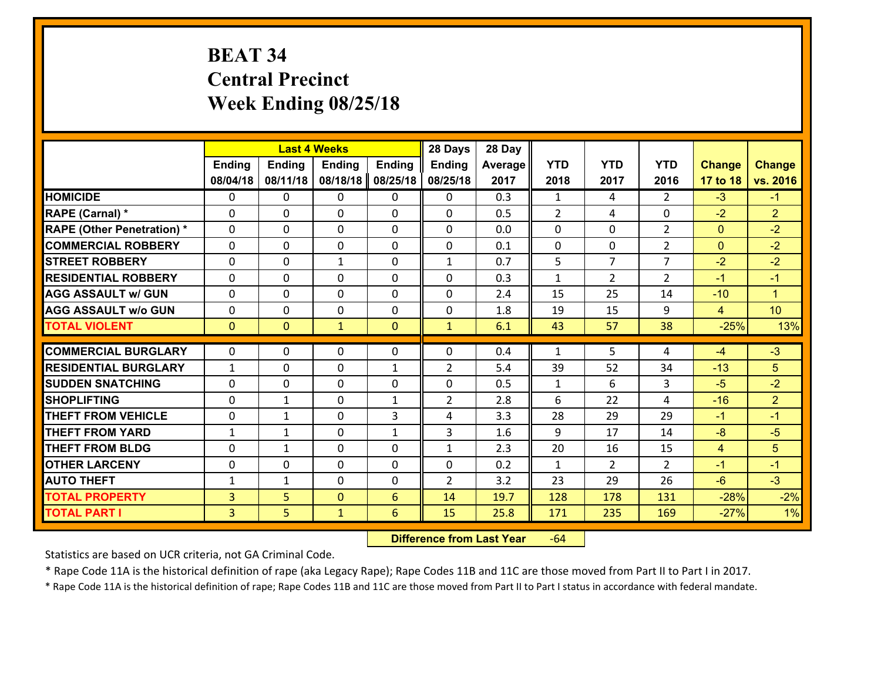# BEAT 34
# Central Precinct
# Week Ending 08/25/18

| | Last 4 Weeks | | | | 28 Days | 28 Day | | | | | |
|---|---|---|---|---|---|---|---|---|---|---|---|
| | Ending 08/04/18 | Ending 08/11/18 | Ending 08/18/18 | Ending 08/25/18 | Ending 08/25/18 | Average 2017 | YTD 2018 | YTD 2017 | YTD 2016 | Change 17 to 18 | Change vs. 2016 |
| HOMICIDE | 0 | 0 | 0 | 0 | 0 | 0.3 | 1 | 4 | 2 | -3 | -1 |
| RAPE (Carnal) * | 0 | 0 | 0 | 0 | 0 | 0.5 | 2 | 4 | 0 | -2 | 2 |
| RAPE (Other Penetration) * | 0 | 0 | 0 | 0 | 0 | 0.0 | 0 | 0 | 2 | 0 | -2 |
| COMMERCIAL ROBBERY | 0 | 0 | 0 | 0 | 0 | 0.1 | 0 | 0 | 2 | 0 | -2 |
| STREET ROBBERY | 0 | 0 | 1 | 0 | 1 | 0.7 | 5 | 7 | 7 | -2 | -2 |
| RESIDENTIAL ROBBERY | 0 | 0 | 0 | 0 | 0 | 0.3 | 1 | 2 | 2 | -1 | -1 |
| AGG ASSAULT w/ GUN | 0 | 0 | 0 | 0 | 0 | 2.4 | 15 | 25 | 14 | -10 | 1 |
| AGG ASSAULT w/o GUN | 0 | 0 | 0 | 0 | 0 | 1.8 | 19 | 15 | 9 | 4 | 10 |
| TOTAL VIOLENT | 0 | 0 | 1 | 0 | 1 | 6.1 | 43 | 57 | 38 | -25% | 13% |
| COMMERCIAL BURGLARY | 0 | 0 | 0 | 0 | 0 | 0.4 | 1 | 5 | 4 | -4 | -3 |
| RESIDENTIAL BURGLARY | 1 | 0 | 0 | 1 | 2 | 5.4 | 39 | 52 | 34 | -13 | 5 |
| SUDDEN SNATCHING | 0 | 0 | 0 | 0 | 0 | 0.5 | 1 | 6 | 3 | -5 | -2 |
| SHOPLIFTING | 0 | 1 | 0 | 1 | 2 | 2.8 | 6 | 22 | 4 | -16 | 2 |
| THEFT FROM VEHICLE | 0 | 1 | 0 | 3 | 4 | 3.3 | 28 | 29 | 29 | -1 | -1 |
| THEFT FROM YARD | 1 | 1 | 0 | 1 | 3 | 1.6 | 9 | 17 | 14 | -8 | -5 |
| THEFT FROM BLDG | 0 | 1 | 0 | 0 | 1 | 2.3 | 20 | 16 | 15 | 4 | 5 |
| OTHER LARCENY | 0 | 0 | 0 | 0 | 0 | 0.2 | 1 | 2 | 2 | -1 | -1 |
| AUTO THEFT | 1 | 1 | 0 | 0 | 2 | 3.2 | 23 | 29 | 26 | -6 | -3 |
| TOTAL PROPERTY | 3 | 5 | 0 | 6 | 14 | 19.7 | 128 | 178 | 131 | -28% | -2% |
| TOTAL PART I | 3 | 5 | 1 | 6 | 15 | 25.8 | 171 | 235 | 169 | -27% | 1% |

**Difference from Last Year** -64

Statistics are based on UCR criteria, not GA Criminal Code.

* Rape Code 11A is the historical definition of rape (aka Legacy Rape); Rape Codes 11B and 11C are those moved from Part II to Part I in 2017.

* Rape Code 11A is the historical definition of rape; Rape Codes 11B and 11C are those moved from Part II to Part I status in accordance with federal mandate.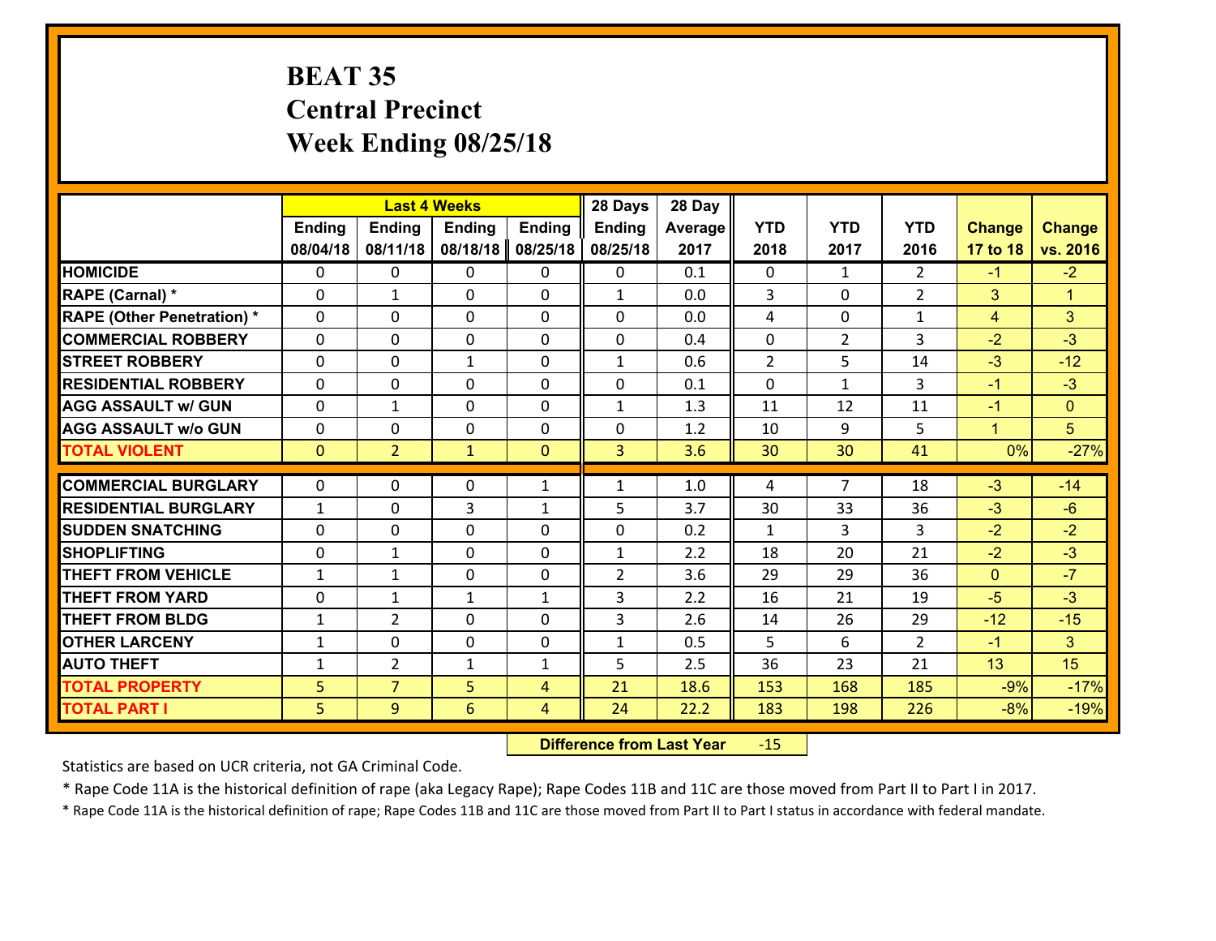# BEAT 35
## Central Precinct
## Week Ending 08/25/18

| | Last 4 Weeks | | | | 28 Days | 28 Day | YTD | YTD | YTD | Change | Change |
|---|---|---|---|---|---|---|---|---|---|---|---|
| | Ending 08/04/18 | Ending 08/11/18 | Ending 08/18/18 | Ending 08/25/18 | Ending 08/25/18 | Average 2017 | 2018 | 2017 | 2016 | 17 to 18 | vs. 2016 |
| HOMICIDE | 0 | 0 | 0 | 0 | 0 | 0.1 | 0 | 1 | 2 | -1 | -2 |
| RAPE (Carnal) * | 0 | 1 | 0 | 0 | 1 | 0.0 | 3 | 0 | 2 | 3 | 1 |
| RAPE (Other Penetration) * | 0 | 0 | 0 | 0 | 0 | 0.0 | 4 | 0 | 1 | 4 | 3 |
| COMMERCIAL ROBBERY | 0 | 0 | 0 | 0 | 0 | 0.4 | 0 | 2 | 3 | -2 | -3 |
| STREET ROBBERY | 0 | 0 | 1 | 0 | 1 | 0.6 | 2 | 5 | 14 | -3 | -12 |
| RESIDENTIAL ROBBERY | 0 | 0 | 0 | 0 | 0 | 0.1 | 0 | 1 | 3 | -1 | -3 |
| AGG ASSAULT w/ GUN | 0 | 1 | 0 | 0 | 1 | 1.3 | 11 | 12 | 11 | -1 | 0 |
| AGG ASSAULT w/o GUN | 0 | 0 | 0 | 0 | 0 | 1.2 | 10 | 9 | 5 | 1 | 5 |
| TOTAL VIOLENT | 0 | 2 | 1 | 0 | 3 | 3.6 | 30 | 30 | 41 | 0% | -27% |
| COMMERCIAL BURGLARY | 0 | 0 | 0 | 1 | 1 | 1.0 | 4 | 7 | 18 | -3 | -14 |
| RESIDENTIAL BURGLARY | 1 | 0 | 3 | 1 | 5 | 3.7 | 30 | 33 | 36 | -3 | -6 |
| SUDDEN SNATCHING | 0 | 0 | 0 | 0 | 0 | 0.2 | 1 | 3 | 3 | -2 | -2 |
| SHOPLIFTING | 0 | 1 | 0 | 0 | 1 | 2.2 | 18 | 20 | 21 | -2 | -3 |
| THEFT FROM VEHICLE | 1 | 1 | 0 | 0 | 2 | 3.6 | 29 | 29 | 36 | 0 | -7 |
| THEFT FROM YARD | 0 | 1 | 1 | 1 | 3 | 2.2 | 16 | 21 | 19 | -5 | -3 |
| THEFT FROM BLDG | 1 | 2 | 0 | 0 | 3 | 2.6 | 14 | 26 | 29 | -12 | -15 |
| OTHER LARCENY | 1 | 0 | 0 | 0 | 1 | 0.5 | 5 | 6 | 2 | -1 | 3 |
| AUTO THEFT | 1 | 2 | 1 | 1 | 5 | 2.5 | 36 | 23 | 21 | 13 | 15 |
| TOTAL PROPERTY | 5 | 7 | 5 | 4 | 21 | 18.6 | 153 | 168 | 185 | -9% | -17% |
| TOTAL PART I | 5 | 9 | 6 | 4 | 24 | 22.2 | 183 | 198 | 226 | -8% | -19% |

**Difference from Last Year** -15

Statistics are based on UCR criteria, not GA Criminal Code.

* Rape Code 11A is the historical definition of rape (aka Legacy Rape); Rape Codes 11B and 11C are those moved from Part II to Part I in 2017.

* Rape Code 11A is the historical definition of rape; Rape Codes 11B and 11C are those moved from Part II to Part I status in accordance with federal mandate.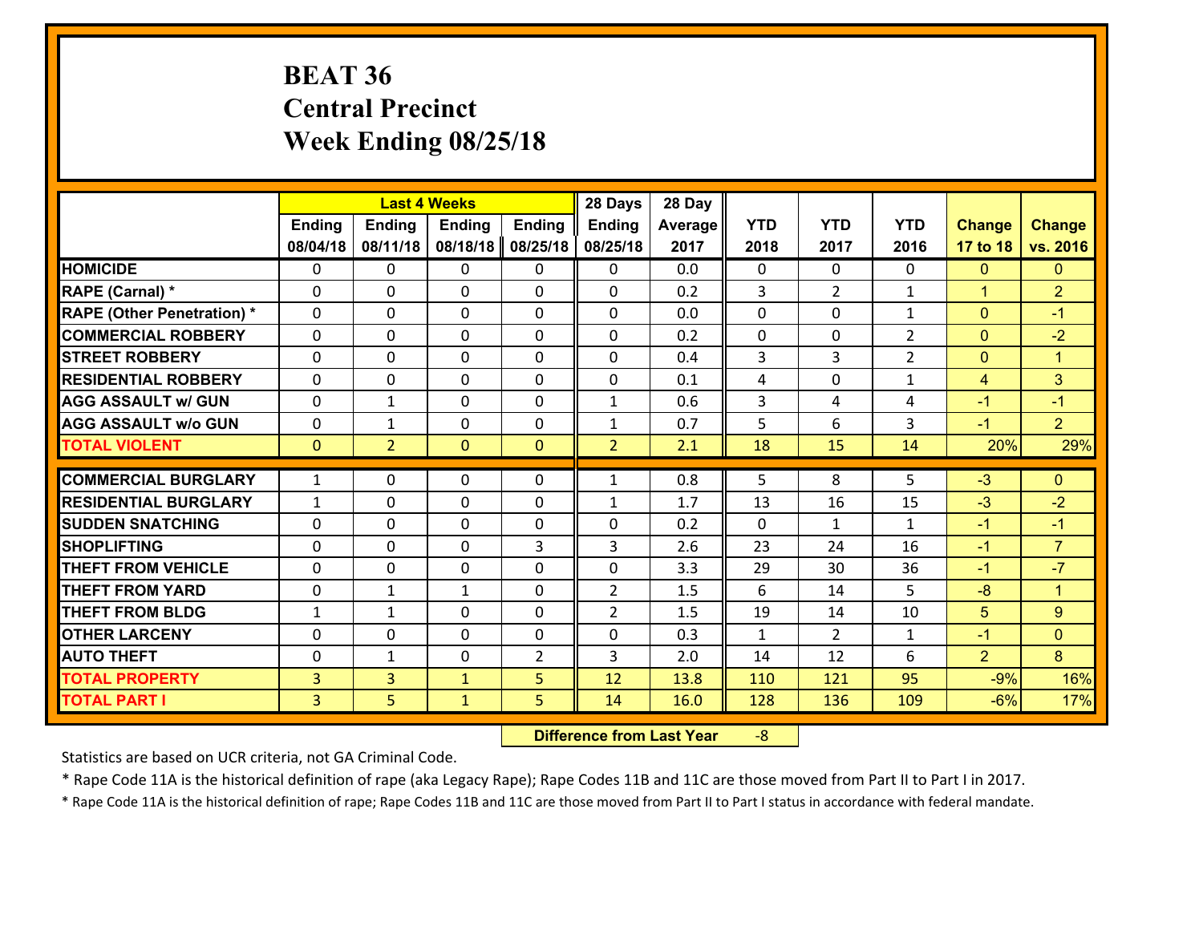# BEAT 36
# Central Precinct
# Week Ending 08/25/18

| | Last 4 Weeks | | | | 28 Days | 28 Day | | | | | |
|---|---|---|---|---|---|---|---|---|---|---|---|
| | Ending 08/04/18 | Ending 08/11/18 | Ending 08/18/18 | Ending 08/25/18 | Ending 08/25/18 | Average 2017 | YTD 2018 | YTD 2017 | YTD 2016 | Change 17 to 18 | Change vs. 2016 |
| HOMICIDE | 0 | 0 | 0 | 0 | 0 | 0.0 | 0 | 0 | 0 | 0 | 0 |
| RAPE (Carnal) * | 0 | 0 | 0 | 0 | 0 | 0.2 | 3 | 2 | 1 | 1 | 2 |
| RAPE (Other Penetration) * | 0 | 0 | 0 | 0 | 0 | 0.0 | 0 | 0 | 1 | 0 | -1 |
| COMMERCIAL ROBBERY | 0 | 0 | 0 | 0 | 0 | 0.2 | 0 | 0 | 2 | 0 | -2 |
| STREET ROBBERY | 0 | 0 | 0 | 0 | 0 | 0.4 | 3 | 3 | 2 | 0 | 1 |
| RESIDENTIAL ROBBERY | 0 | 0 | 0 | 0 | 0 | 0.1 | 4 | 0 | 1 | 4 | 3 |
| AGG ASSAULT w/ GUN | 0 | 1 | 0 | 0 | 1 | 0.6 | 3 | 4 | 4 | -1 | -1 |
| AGG ASSAULT w/o GUN | 0 | 1 | 0 | 0 | 1 | 0.7 | 5 | 6 | 3 | -1 | 2 |
| TOTAL VIOLENT | 0 | 2 | 0 | 0 | 2 | 2.1 | 18 | 15 | 14 | 20% | 29% |
| COMMERCIAL BURGLARY | 1 | 0 | 0 | 0 | 1 | 0.8 | 5 | 8 | 5 | -3 | 0 |
| RESIDENTIAL BURGLARY | 1 | 0 | 0 | 0 | 1 | 1.7 | 13 | 16 | 15 | -3 | -2 |
| SUDDEN SNATCHING | 0 | 0 | 0 | 0 | 0 | 0.2 | 0 | 1 | 1 | -1 | -1 |
| SHOPLIFTING | 0 | 0 | 0 | 3 | 3 | 2.6 | 23 | 24 | 16 | -1 | 7 |
| THEFT FROM VEHICLE | 0 | 0 | 0 | 0 | 0 | 3.3 | 29 | 30 | 36 | -1 | -7 |
| THEFT FROM YARD | 0 | 1 | 1 | 0 | 2 | 1.5 | 6 | 14 | 5 | -8 | 1 |
| THEFT FROM BLDG | 1 | 1 | 0 | 0 | 2 | 1.5 | 19 | 14 | 10 | 5 | 9 |
| OTHER LARCENY | 0 | 0 | 0 | 0 | 0 | 0.3 | 1 | 2 | 1 | -1 | 0 |
| AUTO THEFT | 0 | 1 | 0 | 2 | 3 | 2.0 | 14 | 12 | 6 | 2 | 8 |
| TOTAL PROPERTY | 3 | 3 | 1 | 5 | 12 | 13.8 | 110 | 121 | 95 | -9% | 16% |
| TOTAL PART I | 3 | 5 | 1 | 5 | 14 | 16.0 | 128 | 136 | 109 | -6% | 17% |

**Difference from Last Year** -8

Statistics are based on UCR criteria, not GA Criminal Code.

* Rape Code 11A is the historical definition of rape (aka Legacy Rape); Rape Codes 11B and 11C are those moved from Part II to Part I in 2017.

* Rape Code 11A is the historical definition of rape; Rape Codes 11B and 11C are those moved from Part II to Part I status in accordance with federal mandate.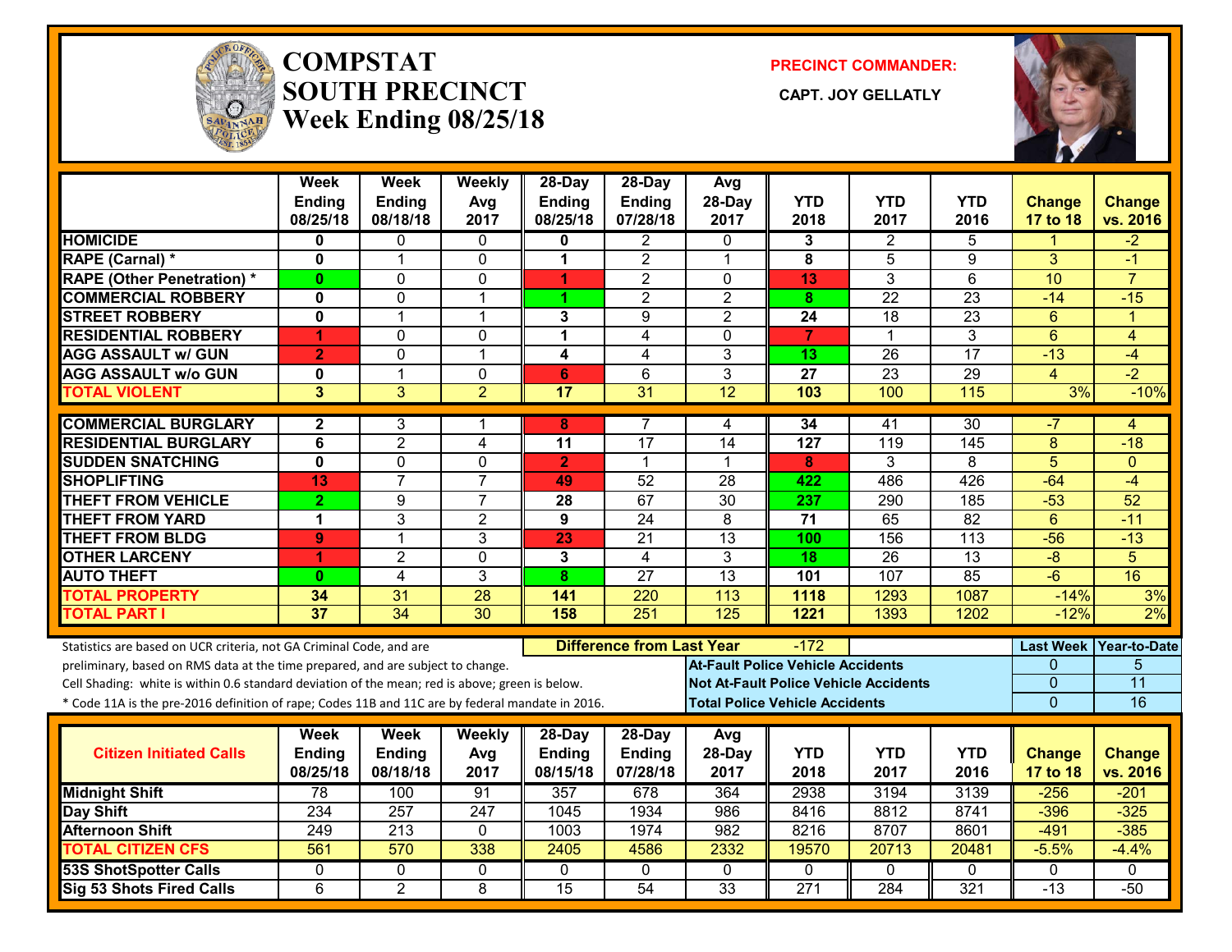# COMPSTAT SOUTH PRECINCT

## Week Ending 08/25/18

**PRECINCT COMMANDER:**

**CAPT. JOY GELLATLY**

| | Week Ending 08/25/18 | Week Ending 08/18/18 | Weekly Avg 2017 | 28-Day Ending 08/25/18 | 28-Day Ending 07/28/18 | Avg 28-Day 2017 | YTD 2018 | YTD 2017 | YTD 2016 | Change 17 to 18 | Change vs. 2016 |
|---|---|---|---|---|---|---|---|---|---|---|---|
| **HOMICIDE** | 0 | 0 | 0 | 0 | 2 | 0 | 3 | 2 | 5 | 1 | -2 |
| **RAPE (Carnal) *** | 0 | 1 | 0 | 1 | 2 | 1 | 8 | 5 | 9 | 3 | -1 |
| **RAPE (Other Penetration) *** | 0 | 0 | 0 | 1 | 2 | 0 | 13 | 3 | 6 | 10 | 7 |
| **COMMERCIAL ROBBERY** | 0 | 0 | 1 | 1 | 2 | 2 | 8 | 22 | 23 | -14 | -15 |
| **STREET ROBBERY** | 0 | 1 | 1 | 3 | 9 | 2 | 24 | 18 | 23 | 6 | 1 |
| **RESIDENTIAL ROBBERY** | 1 | 0 | 0 | 1 | 4 | 0 | 7 | 1 | 3 | 6 | 4 |
| **AGG ASSAULT w/ GUN** | 2 | 0 | 1 | 4 | 4 | 3 | 13 | 26 | 17 | -13 | -4 |
| **AGG ASSAULT w/o GUN** | 0 | 1 | 0 | 6 | 6 | 3 | 27 | 23 | 29 | 4 | -2 |
| **TOTAL VIOLENT** | 3 | 3 | 2 | 17 | 31 | 12 | 103 | 100 | 115 | 3% | -10% |
| **COMMERCIAL BURGLARY** | 2 | 3 | 1 | 8 | 7 | 4 | 34 | 41 | 30 | -7 | 4 |
| **RESIDENTIAL BURGLARY** | 6 | 2 | 4 | 11 | 17 | 14 | 127 | 119 | 145 | 8 | -18 |
| **SUDDEN SNATCHING** | 0 | 0 | 0 | 2 | 1 | 1 | 8 | 3 | 8 | 5 | 0 |
| **SHOPLIFTING** | 13 | 7 | 7 | 49 | 52 | 28 | 422 | 486 | 426 | -64 | -4 |
| **THEFT FROM VEHICLE** | 2 | 9 | 7 | 28 | 67 | 30 | 237 | 290 | 185 | -53 | 52 |
| **THEFT FROM YARD** | 1 | 3 | 2 | 9 | 24 | 8 | 71 | 65 | 82 | 6 | -11 |
| **THEFT FROM BLDG** | 9 | 1 | 3 | 23 | 21 | 13 | 100 | 156 | 113 | -56 | -13 |
| **OTHER LARCENY** | 1 | 2 | 0 | 3 | 4 | 3 | 18 | 26 | 13 | -8 | 5 |
| **AUTO THEFT** | 0 | 4 | 3 | 8 | 27 | 13 | 101 | 107 | 85 | -6 | 16 |
| **TOTAL PROPERTY** | 34 | 31 | 28 | 141 | 220 | 113 | 1118 | 1293 | 1087 | -14% | 3% |
| **TOTAL PART I** | 37 | 34 | 30 | 158 | 251 | 125 | 1221 | 1393 | 1202 | -12% | 2% |

Statistics are based on UCR criteria, not GA Criminal Code, and are preliminary, based on RMS data at the time prepared, and are subject to change.

Cell Shading: white is within 0.6 standard deviation of the mean; red is above; green is below.

* Code 11A is the pre-2016 definition of rape; Codes 11B and 11C are by federal mandate in 2016.

**Difference from Last Year**: -172

| | Last Week | Year-to-Date |
|---|---|---|
| **At-Fault Police Vehicle Accidents** | 0 | 5 |
| **Not At-Fault Police Vehicle Accidents** | 0 | 11 |
| **Total Police Vehicle Accidents** | 0 | 16 |

| Citizen Initiated Calls | Week Ending 08/25/18 | Week Ending 08/18/18 | Weekly Avg 2017 | 28-Day Ending 08/15/18 | 28-Day Ending 07/28/18 | Avg 28-Day 2017 | YTD 2018 | YTD 2017 | YTD 2016 | Change 17 to 18 | Change vs. 2016 |
|---|---|---|---|---|---|---|---|---|---|---|---|
| **Midnight Shift** | 78 | 100 | 91 | 357 | 678 | 364 | 2938 | 3194 | 3139 | -256 | -201 |
| **Day Shift** | 234 | 257 | 247 | 1045 | 1934 | 986 | 8416 | 8812 | 8741 | -396 | -325 |
| **Afternoon Shift** | 249 | 213 | 0 | 1003 | 1974 | 982 | 8216 | 8707 | 8601 | -491 | -385 |
| **TOTAL CITIZEN CFS** | 561 | 570 | 338 | 2405 | 4586 | 2332 | 19570 | 20713 | 20481 | -5.5% | -4.4% |
| **53S ShotSpotter Calls** | 0 | 0 | 0 | 0 | 0 | 0 | 0 | 0 | 0 | 0 | 0 |
| **Sig 53 Shots Fired Calls** | 6 | 2 | 8 | 15 | 54 | 33 | 271 | 284 | 321 | -13 | -50 |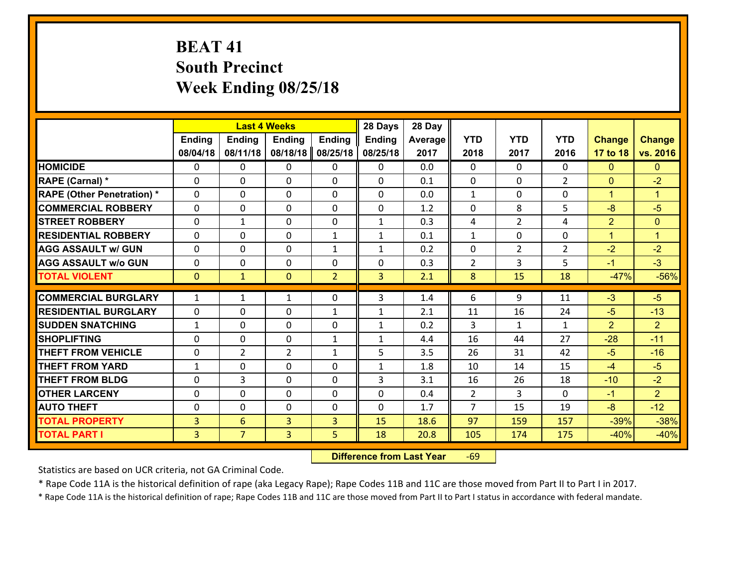# BEAT 41
## South Precinct
## Week Ending 08/25/18

| | Last 4 Weeks | | | | 28 Days | 28 Day | | | | | |
|---|---|---|---|---|---|---|---|---|---|---|---|
| | Ending 08/04/18 | Ending 08/11/18 | Ending 08/18/18 | Ending 08/25/18 | Ending 08/25/18 | Average 2017 | YTD 2018 | YTD 2017 | YTD 2016 | Change 17 to 18 | Change vs. 2016 |
| HOMICIDE | 0 | 0 | 0 | 0 | 0 | 0.0 | 0 | 0 | 0 | 0 | 0 |
| RAPE (Carnal) * | 0 | 0 | 0 | 0 | 0 | 0.1 | 0 | 0 | 2 | 0 | -2 |
| RAPE (Other Penetration) * | 0 | 0 | 0 | 0 | 0 | 0.0 | 1 | 0 | 0 | 1 | 1 |
| COMMERCIAL ROBBERY | 0 | 0 | 0 | 0 | 0 | 1.2 | 0 | 8 | 5 | -8 | -5 |
| STREET ROBBERY | 0 | 1 | 0 | 0 | 1 | 0.3 | 4 | 2 | 4 | 2 | 0 |
| RESIDENTIAL ROBBERY | 0 | 0 | 0 | 1 | 1 | 0.1 | 1 | 0 | 0 | 1 | 1 |
| AGG ASSAULT w/ GUN | 0 | 0 | 0 | 1 | 1 | 0.2 | 0 | 2 | 2 | -2 | -2 |
| AGG ASSAULT w/o GUN | 0 | 0 | 0 | 0 | 0 | 0.3 | 2 | 3 | 5 | -1 | -3 |
| TOTAL VIOLENT | 0 | 1 | 0 | 2 | 3 | 2.1 | 8 | 15 | 18 | -47% | -56% |
| COMMERCIAL BURGLARY | 1 | 1 | 1 | 0 | 3 | 1.4 | 6 | 9 | 11 | -3 | -5 |
| RESIDENTIAL BURGLARY | 0 | 0 | 0 | 1 | 1 | 2.1 | 11 | 16 | 24 | -5 | -13 |
| SUDDEN SNATCHING | 1 | 0 | 0 | 0 | 1 | 0.2 | 3 | 1 | 1 | 2 | 2 |
| SHOPLIFTING | 0 | 0 | 0 | 1 | 1 | 4.4 | 16 | 44 | 27 | -28 | -11 |
| THEFT FROM VEHICLE | 0 | 2 | 2 | 1 | 5 | 3.5 | 26 | 31 | 42 | -5 | -16 |
| THEFT FROM YARD | 1 | 0 | 0 | 0 | 1 | 1.8 | 10 | 14 | 15 | -4 | -5 |
| THEFT FROM BLDG | 0 | 3 | 0 | 0 | 3 | 3.1 | 16 | 26 | 18 | -10 | -2 |
| OTHER LARCENY | 0 | 0 | 0 | 0 | 0 | 0.4 | 2 | 3 | 0 | -1 | 2 |
| AUTO THEFT | 0 | 0 | 0 | 0 | 0 | 1.7 | 7 | 15 | 19 | -8 | -12 |
| TOTAL PROPERTY | 3 | 6 | 3 | 3 | 15 | 18.6 | 97 | 159 | 157 | -39% | -38% |
| TOTAL PART I | 3 | 7 | 3 | 5 | 18 | 20.8 | 105 | 174 | 175 | -40% | -40% |

**Difference from Last Year** -69

Statistics are based on UCR criteria, not GA Criminal Code.

* Rape Code 11A is the historical definition of rape (aka Legacy Rape); Rape Codes 11B and 11C are those moved from Part II to Part I in 2017.

* Rape Code 11A is the historical definition of rape; Rape Codes 11B and 11C are those moved from Part II to Part I status in accordance with federal mandate.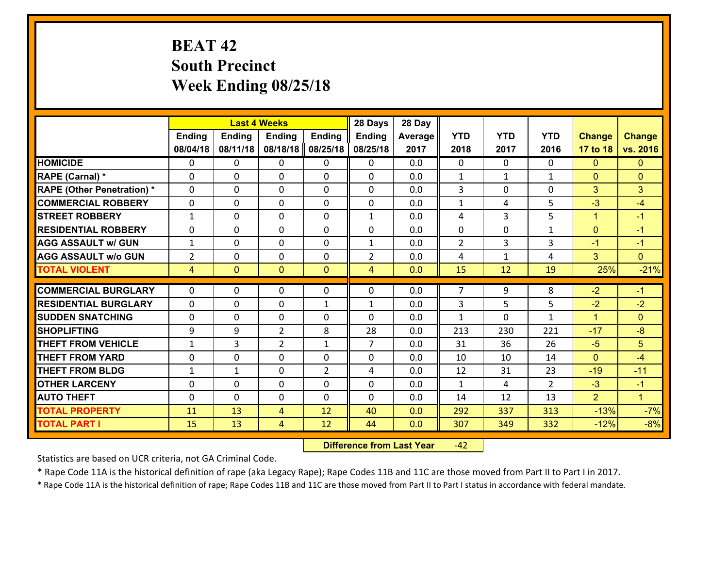# BEAT 42
## South Precinct
## Week Ending 08/25/18

| | Last 4 Weeks | | | | 28 Days | 28 Day | | | | | |
|---|---|---|---|---|---|---|---|---|---|---|---|
| | Ending 08/04/18 | Ending 08/11/18 | Ending 08/18/18 | Ending 08/25/18 | Ending 08/25/18 | Average 2017 | YTD 2018 | YTD 2017 | YTD 2016 | Change 17 to 18 | Change vs. 2016 |
| **HOMICIDE** | 0 | 0 | 0 | 0 | 0 | 0.0 | 0 | 0 | 0 | 0 | 0 |
| **RAPE (Carnal) *** | 0 | 0 | 0 | 0 | 0 | 0.0 | 1 | 1 | 1 | 0 | 0 |
| **RAPE (Other Penetration) *** | 0 | 0 | 0 | 0 | 0 | 0.0 | 3 | 0 | 0 | 3 | 3 |
| **COMMERCIAL ROBBERY** | 0 | 0 | 0 | 0 | 0 | 0.0 | 1 | 4 | 5 | -3 | -4 |
| **STREET ROBBERY** | 1 | 0 | 0 | 0 | 1 | 0.0 | 4 | 3 | 5 | 1 | -1 |
| **RESIDENTIAL ROBBERY** | 0 | 0 | 0 | 0 | 0 | 0.0 | 0 | 0 | 1 | 0 | -1 |
| **AGG ASSAULT w/ GUN** | 1 | 0 | 0 | 0 | 1 | 0.0 | 2 | 3 | 3 | -1 | -1 |
| **AGG ASSAULT w/o GUN** | 2 | 0 | 0 | 0 | 2 | 0.0 | 4 | 1 | 4 | 3 | 0 |
| **TOTAL VIOLENT** | 4 | 0 | 0 | 0 | 4 | 0.0 | 15 | 12 | 19 | 25% | -21% |
| **COMMERCIAL BURGLARY** | 0 | 0 | 0 | 0 | 0 | 0.0 | 7 | 9 | 8 | -2 | -1 |
| **RESIDENTIAL BURGLARY** | 0 | 0 | 0 | 1 | 1 | 0.0 | 3 | 5 | 5 | -2 | -2 |
| **SUDDEN SNATCHING** | 0 | 0 | 0 | 0 | 0 | 0.0 | 1 | 0 | 1 | 1 | 0 |
| **SHOPLIFTING** | 9 | 9 | 2 | 8 | 28 | 0.0 | 213 | 230 | 221 | -17 | -8 |
| **THEFT FROM VEHICLE** | 1 | 3 | 2 | 1 | 7 | 0.0 | 31 | 36 | 26 | -5 | 5 |
| **THEFT FROM YARD** | 0 | 0 | 0 | 0 | 0 | 0.0 | 10 | 10 | 14 | 0 | -4 |
| **THEFT FROM BLDG** | 1 | 1 | 0 | 2 | 4 | 0.0 | 12 | 31 | 23 | -19 | -11 |
| **OTHER LARCENY** | 0 | 0 | 0 | 0 | 0 | 0.0 | 1 | 4 | 2 | -3 | -1 |
| **AUTO THEFT** | 0 | 0 | 0 | 0 | 0 | 0.0 | 14 | 12 | 13 | 2 | 1 |
| **TOTAL PROPERTY** | 11 | 13 | 4 | 12 | 40 | 0.0 | 292 | 337 | 313 | -13% | -7% |
| **TOTAL PART I** | 15 | 13 | 4 | 12 | 44 | 0.0 | 307 | 349 | 332 | -12% | -8% |

**Difference from Last Year** -42

Statistics are based on UCR criteria, not GA Criminal Code.

* Rape Code 11A is the historical definition of rape (aka Legacy Rape); Rape Codes 11B and 11C are those moved from Part II to Part I in 2017.

* Rape Code 11A is the historical definition of rape; Rape Codes 11B and 11C are those moved from Part II to Part I status in accordance with federal mandate.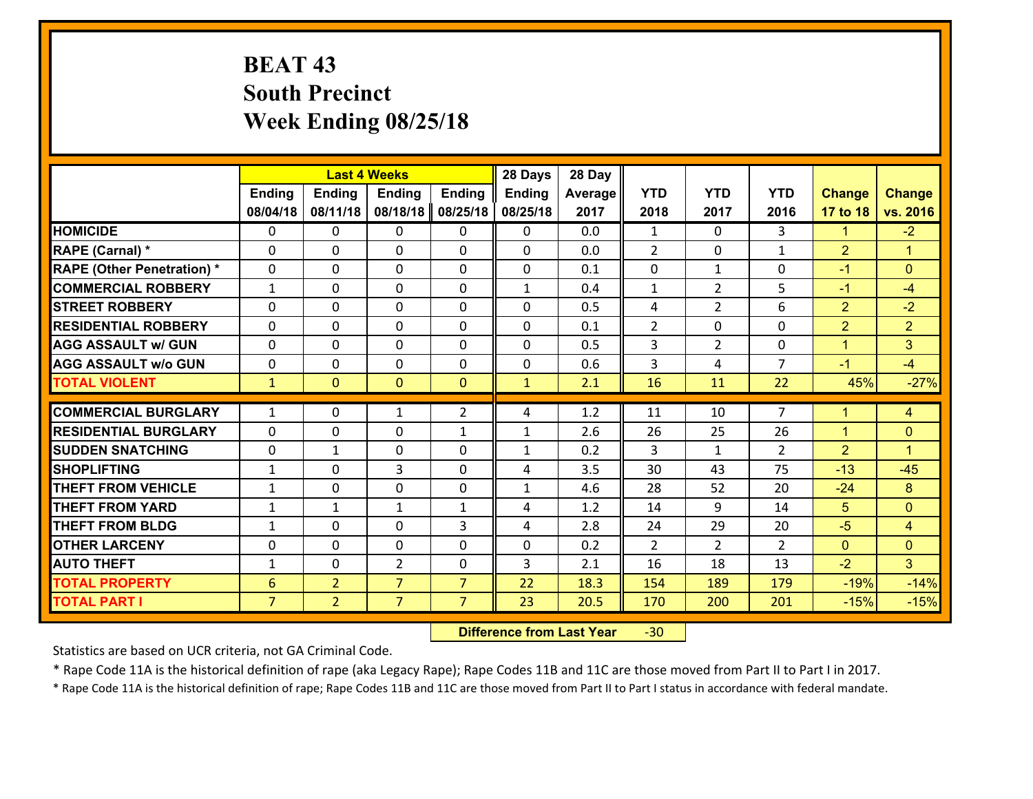# BEAT 43
## South Precinct
## Week Ending 08/25/18

| | Last 4 Weeks | | | | 28 Days | 28 Day | | | | | |
|---|---|---|---|---|---|---|---|---|---|---|---|
| | Ending 08/04/18 | Ending 08/11/18 | Ending 08/18/18 | Ending 08/25/18 | Ending 08/25/18 | Average 2017 | YTD 2018 | YTD 2017 | YTD 2016 | Change 17 to 18 | Change vs. 2016 |
| HOMICIDE | 0 | 0 | 0 | 0 | 0 | 0.0 | 1 | 0 | 3 | 1 | -2 |
| RAPE (Carnal) * | 0 | 0 | 0 | 0 | 0 | 0.0 | 2 | 0 | 1 | 2 | 1 |
| RAPE (Other Penetration) * | 0 | 0 | 0 | 0 | 0 | 0.1 | 0 | 1 | 0 | -1 | 0 |
| COMMERCIAL ROBBERY | 1 | 0 | 0 | 0 | 1 | 0.4 | 1 | 2 | 5 | -1 | -4 |
| STREET ROBBERY | 0 | 0 | 0 | 0 | 0 | 0.5 | 4 | 2 | 6 | 2 | -2 |
| RESIDENTIAL ROBBERY | 0 | 0 | 0 | 0 | 0 | 0.1 | 2 | 0 | 0 | 2 | 2 |
| AGG ASSAULT w/ GUN | 0 | 0 | 0 | 0 | 0 | 0.5 | 3 | 2 | 0 | 1 | 3 |
| AGG ASSAULT w/o GUN | 0 | 0 | 0 | 0 | 0 | 0.6 | 3 | 4 | 7 | -1 | -4 |
| TOTAL VIOLENT | 1 | 0 | 0 | 0 | 1 | 2.1 | 16 | 11 | 22 | 45% | -27% |
| COMMERCIAL BURGLARY | 1 | 0 | 1 | 2 | 4 | 1.2 | 11 | 10 | 7 | 1 | 4 |
| RESIDENTIAL BURGLARY | 0 | 0 | 0 | 1 | 1 | 2.6 | 26 | 25 | 26 | 1 | 0 |
| SUDDEN SNATCHING | 0 | 1 | 0 | 0 | 1 | 0.2 | 3 | 1 | 2 | 2 | 1 |
| SHOPLIFTING | 1 | 0 | 3 | 0 | 4 | 3.5 | 30 | 43 | 75 | -13 | -45 |
| THEFT FROM VEHICLE | 1 | 0 | 0 | 0 | 1 | 4.6 | 28 | 52 | 20 | -24 | 8 |
| THEFT FROM YARD | 1 | 1 | 1 | 1 | 4 | 1.2 | 14 | 9 | 14 | 5 | 0 |
| THEFT FROM BLDG | 1 | 0 | 0 | 3 | 4 | 2.8 | 24 | 29 | 20 | -5 | 4 |
| OTHER LARCENY | 0 | 0 | 0 | 0 | 0 | 0.2 | 2 | 2 | 2 | 0 | 0 |
| AUTO THEFT | 1 | 0 | 2 | 0 | 3 | 2.1 | 16 | 18 | 13 | -2 | 3 |
| TOTAL PROPERTY | 6 | 2 | 7 | 7 | 22 | 18.3 | 154 | 189 | 179 | -19% | -14% |
| TOTAL PART I | 7 | 2 | 7 | 7 | 23 | 20.5 | 170 | 200 | 201 | -15% | -15% |

**Difference from Last Year** -30

Statistics are based on UCR criteria, not GA Criminal Code.

* Rape Code 11A is the historical definition of rape (aka Legacy Rape); Rape Codes 11B and 11C are those moved from Part II to Part I in 2017.

* Rape Code 11A is the historical definition of rape; Rape Codes 11B and 11C are those moved from Part II to Part I status in accordance with federal mandate.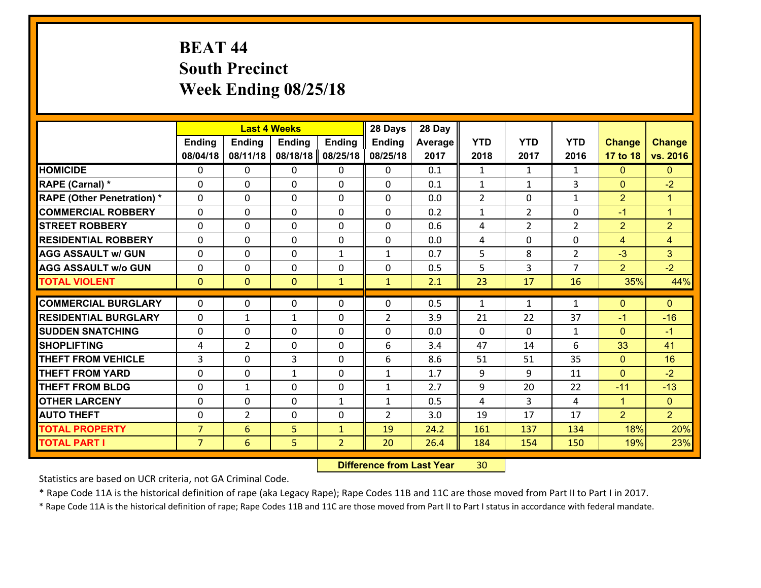# BEAT 44
## South Precinct
## Week Ending 08/25/18

| | Last 4 Weeks | | | | 28 Days | 28 Day | | | | | |
|---|---|---|---|---|---|---|---|---|---|---|---|
| | Ending 08/04/18 | Ending 08/11/18 | Ending 08/18/18 | Ending 08/25/18 | Ending 08/25/18 | Average 2017 | YTD 2018 | YTD 2017 | YTD 2016 | Change 17 to 18 | Change vs. 2016 |
| **HOMICIDE** | 0 | 0 | 0 | 0 | 0 | 0.1 | 1 | 1 | 1 | 0 | 0 |
| **RAPE (Carnal) *** | 0 | 0 | 0 | 0 | 0 | 0.1 | 1 | 1 | 3 | 0 | -2 |
| **RAPE (Other Penetration) *** | 0 | 0 | 0 | 0 | 0 | 0.0 | 2 | 0 | 1 | 2 | 1 |
| **COMMERCIAL ROBBERY** | 0 | 0 | 0 | 0 | 0 | 0.2 | 1 | 2 | 0 | -1 | 1 |
| **STREET ROBBERY** | 0 | 0 | 0 | 0 | 0 | 0.6 | 4 | 2 | 2 | 2 | 2 |
| **RESIDENTIAL ROBBERY** | 0 | 0 | 0 | 0 | 0 | 0.0 | 4 | 0 | 0 | 4 | 4 |
| **AGG ASSAULT w/ GUN** | 0 | 0 | 0 | 1 | 1 | 0.7 | 5 | 8 | 2 | -3 | 3 |
| **AGG ASSAULT w/o GUN** | 0 | 0 | 0 | 0 | 0 | 0.5 | 5 | 3 | 7 | 2 | -2 |
| **TOTAL VIOLENT** | 0 | 0 | 0 | 1 | 1 | 2.1 | 23 | 17 | 16 | 35% | 44% |
| **COMMERCIAL BURGLARY** | 0 | 0 | 0 | 0 | 0 | 0.5 | 1 | 1 | 1 | 0 | 0 |
| **RESIDENTIAL BURGLARY** | 0 | 1 | 1 | 0 | 2 | 3.9 | 21 | 22 | 37 | -1 | -16 |
| **SUDDEN SNATCHING** | 0 | 0 | 0 | 0 | 0 | 0.0 | 0 | 0 | 1 | 0 | -1 |
| **SHOPLIFTING** | 4 | 2 | 0 | 0 | 6 | 3.4 | 47 | 14 | 6 | 33 | 41 |
| **THEFT FROM VEHICLE** | 3 | 0 | 3 | 0 | 6 | 8.6 | 51 | 51 | 35 | 0 | 16 |
| **THEFT FROM YARD** | 0 | 0 | 1 | 0 | 1 | 1.7 | 9 | 9 | 11 | 0 | -2 |
| **THEFT FROM BLDG** | 0 | 1 | 0 | 0 | 1 | 2.7 | 9 | 20 | 22 | -11 | -13 |
| **OTHER LARCENY** | 0 | 0 | 0 | 1 | 1 | 0.5 | 4 | 3 | 4 | 1 | 0 |
| **AUTO THEFT** | 0 | 2 | 0 | 0 | 2 | 3.0 | 19 | 17 | 17 | 2 | 2 |
| **TOTAL PROPERTY** | 7 | 6 | 5 | 1 | 19 | 24.2 | 161 | 137 | 134 | 18% | 20% |
| **TOTAL PART I** | 7 | 6 | 5 | 2 | 20 | 26.4 | 184 | 154 | 150 | 19% | 23% |

**Difference from Last Year** 30

Statistics are based on UCR criteria, not GA Criminal Code.

* Rape Code 11A is the historical definition of rape (aka Legacy Rape); Rape Codes 11B and 11C are those moved from Part II to Part I in 2017.

* Rape Code 11A is the historical definition of rape; Rape Codes 11B and 11C are those moved from Part II to Part I status in accordance with federal mandate.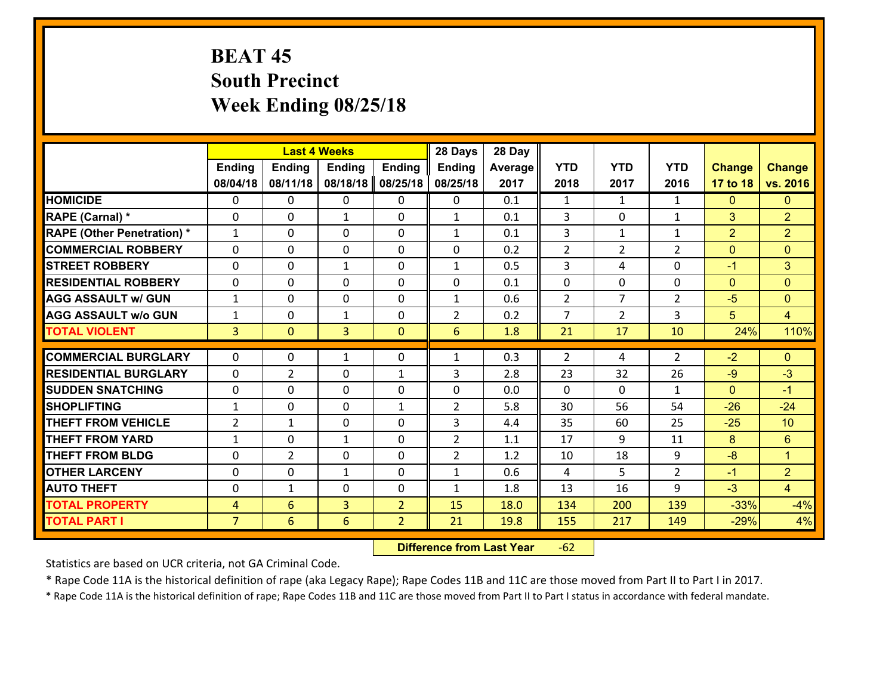# BEAT 45
## South Precinct
## Week Ending 08/25/18

| | Last 4 Weeks | | | | 28 Days | 28 Day | | | | | |
|---|---|---|---|---|---|---|---|---|---|---|---|
| | Ending 08/04/18 | Ending 08/11/18 | Ending 08/18/18 | Ending 08/25/18 | Ending 08/25/18 | Average 2017 | YTD 2018 | YTD 2017 | YTD 2016 | Change 17 to 18 | Change vs. 2016 |
| HOMICIDE | 0 | 0 | 0 | 0 | 0 | 0.1 | 1 | 1 | 1 | 0 | 0 |
| RAPE (Carnal) * | 0 | 0 | 1 | 0 | 1 | 0.1 | 3 | 0 | 1 | 3 | 2 |
| RAPE (Other Penetration) * | 1 | 0 | 0 | 0 | 1 | 0.1 | 3 | 1 | 1 | 2 | 2 |
| COMMERCIAL ROBBERY | 0 | 0 | 0 | 0 | 0 | 0.2 | 2 | 2 | 2 | 0 | 0 |
| STREET ROBBERY | 0 | 0 | 1 | 0 | 1 | 0.5 | 3 | 4 | 0 | -1 | 3 |
| RESIDENTIAL ROBBERY | 0 | 0 | 0 | 0 | 0 | 0.1 | 0 | 0 | 0 | 0 | 0 |
| AGG ASSAULT w/ GUN | 1 | 0 | 0 | 0 | 1 | 0.6 | 2 | 7 | 2 | -5 | 0 |
| AGG ASSAULT w/o GUN | 1 | 0 | 1 | 0 | 2 | 0.2 | 7 | 2 | 3 | 5 | 4 |
| TOTAL VIOLENT | 3 | 0 | 3 | 0 | 6 | 1.8 | 21 | 17 | 10 | 24% | 110% |
| COMMERCIAL BURGLARY | 0 | 0 | 1 | 0 | 1 | 0.3 | 2 | 4 | 2 | -2 | 0 |
| RESIDENTIAL BURGLARY | 0 | 2 | 0 | 1 | 3 | 2.8 | 23 | 32 | 26 | -9 | -3 |
| SUDDEN SNATCHING | 0 | 0 | 0 | 0 | 0 | 0.0 | 0 | 0 | 1 | 0 | -1 |
| SHOPLIFTING | 1 | 0 | 0 | 1 | 2 | 5.8 | 30 | 56 | 54 | -26 | -24 |
| THEFT FROM VEHICLE | 2 | 1 | 0 | 0 | 3 | 4.4 | 35 | 60 | 25 | -25 | 10 |
| THEFT FROM YARD | 1 | 0 | 1 | 0 | 2 | 1.1 | 17 | 9 | 11 | 8 | 6 |
| THEFT FROM BLDG | 0 | 2 | 0 | 0 | 2 | 1.2 | 10 | 18 | 9 | -8 | 1 |
| OTHER LARCENY | 0 | 0 | 1 | 0 | 1 | 0.6 | 4 | 5 | 2 | -1 | 2 |
| AUTO THEFT | 0 | 1 | 0 | 0 | 1 | 1.8 | 13 | 16 | 9 | -3 | 4 |
| TOTAL PROPERTY | 4 | 6 | 3 | 2 | 15 | 18.0 | 134 | 200 | 139 | -33% | -4% |
| TOTAL PART I | 7 | 6 | 6 | 2 | 21 | 19.8 | 155 | 217 | 149 | -29% | 4% |

**Difference from Last Year** -62

Statistics are based on UCR criteria, not GA Criminal Code.

* Rape Code 11A is the historical definition of rape (aka Legacy Rape); Rape Codes 11B and 11C are those moved from Part II to Part I in 2017.

* Rape Code 11A is the historical definition of rape; Rape Codes 11B and 11C are those moved from Part II to Part I status in accordance with federal mandate.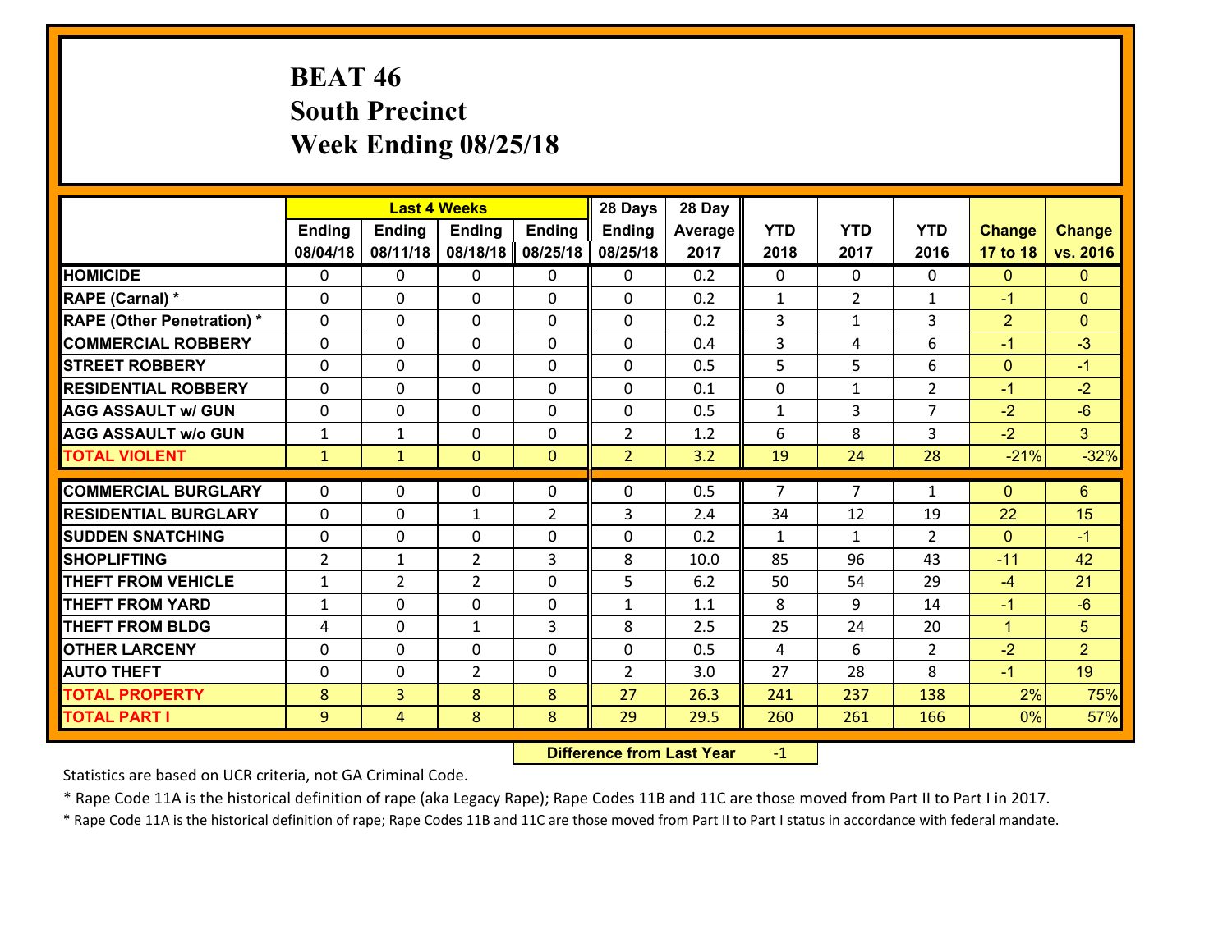# BEAT 46
## South Precinct
## Week Ending 08/25/18

| | Last 4 Weeks | | | | 28 Days | 28 Day | | | | | |
|---|---|---|---|---|---|---|---|---|---|---|---|
| | Ending 08/04/18 | Ending 08/11/18 | Ending 08/18/18 | Ending 08/25/18 | Ending 08/25/18 | Average 2017 | YTD 2018 | YTD 2017 | YTD 2016 | Change 17 to 18 | Change vs. 2016 |
| **HOMICIDE** | 0 | 0 | 0 | 0 | 0 | 0.2 | 0 | 0 | 0 | 0 | 0 |
| **RAPE (Carnal) *** | 0 | 0 | 0 | 0 | 0 | 0.2 | 1 | 2 | 1 | -1 | 0 |
| **RAPE (Other Penetration) *** | 0 | 0 | 0 | 0 | 0 | 0.2 | 3 | 1 | 3 | 2 | 0 |
| **COMMERCIAL ROBBERY** | 0 | 0 | 0 | 0 | 0 | 0.4 | 3 | 4 | 6 | -1 | -3 |
| **STREET ROBBERY** | 0 | 0 | 0 | 0 | 0 | 0.5 | 5 | 5 | 6 | 0 | -1 |
| **RESIDENTIAL ROBBERY** | 0 | 0 | 0 | 0 | 0 | 0.1 | 0 | 1 | 2 | -1 | -2 |
| **AGG ASSAULT w/ GUN** | 0 | 0 | 0 | 0 | 0 | 0.5 | 1 | 3 | 7 | -2 | -6 |
| **AGG ASSAULT w/o GUN** | 1 | 1 | 0 | 0 | 2 | 1.2 | 6 | 8 | 3 | -2 | 3 |
| **TOTAL VIOLENT** | 1 | 1 | 0 | 0 | 2 | 3.2 | 19 | 24 | 28 | -21% | -32% |
| **COMMERCIAL BURGLARY** | 0 | 0 | 0 | 0 | 0 | 0.5 | 7 | 7 | 1 | 0 | 6 |
| **RESIDENTIAL BURGLARY** | 0 | 0 | 1 | 2 | 3 | 2.4 | 34 | 12 | 19 | 22 | 15 |
| **SUDDEN SNATCHING** | 0 | 0 | 0 | 0 | 0 | 0.2 | 1 | 1 | 2 | 0 | -1 |
| **SHOPLIFTING** | 2 | 1 | 2 | 3 | 8 | 10.0 | 85 | 96 | 43 | -11 | 42 |
| **THEFT FROM VEHICLE** | 1 | 2 | 2 | 0 | 5 | 6.2 | 50 | 54 | 29 | -4 | 21 |
| **THEFT FROM YARD** | 1 | 0 | 0 | 0 | 1 | 1.1 | 8 | 9 | 14 | -1 | -6 |
| **THEFT FROM BLDG** | 4 | 0 | 1 | 3 | 8 | 2.5 | 25 | 24 | 20 | 1 | 5 |
| **OTHER LARCENY** | 0 | 0 | 0 | 0 | 0 | 0.5 | 4 | 6 | 2 | -2 | 2 |
| **AUTO THEFT** | 0 | 0 | 2 | 0 | 2 | 3.0 | 27 | 28 | 8 | -1 | 19 |
| **TOTAL PROPERTY** | 8 | 3 | 8 | 8 | 27 | 26.3 | 241 | 237 | 138 | 2% | 75% |
| **TOTAL PART I** | 9 | 4 | 8 | 8 | 29 | 29.5 | 260 | 261 | 166 | 0% | 57% |

**Difference from Last Year** -1

Statistics are based on UCR criteria, not GA Criminal Code.

* Rape Code 11A is the historical definition of rape (aka Legacy Rape); Rape Codes 11B and 11C are those moved from Part II to Part I in 2017.

* Rape Code 11A is the historical definition of rape; Rape Codes 11B and 11C are those moved from Part II to Part I status in accordance with federal mandate.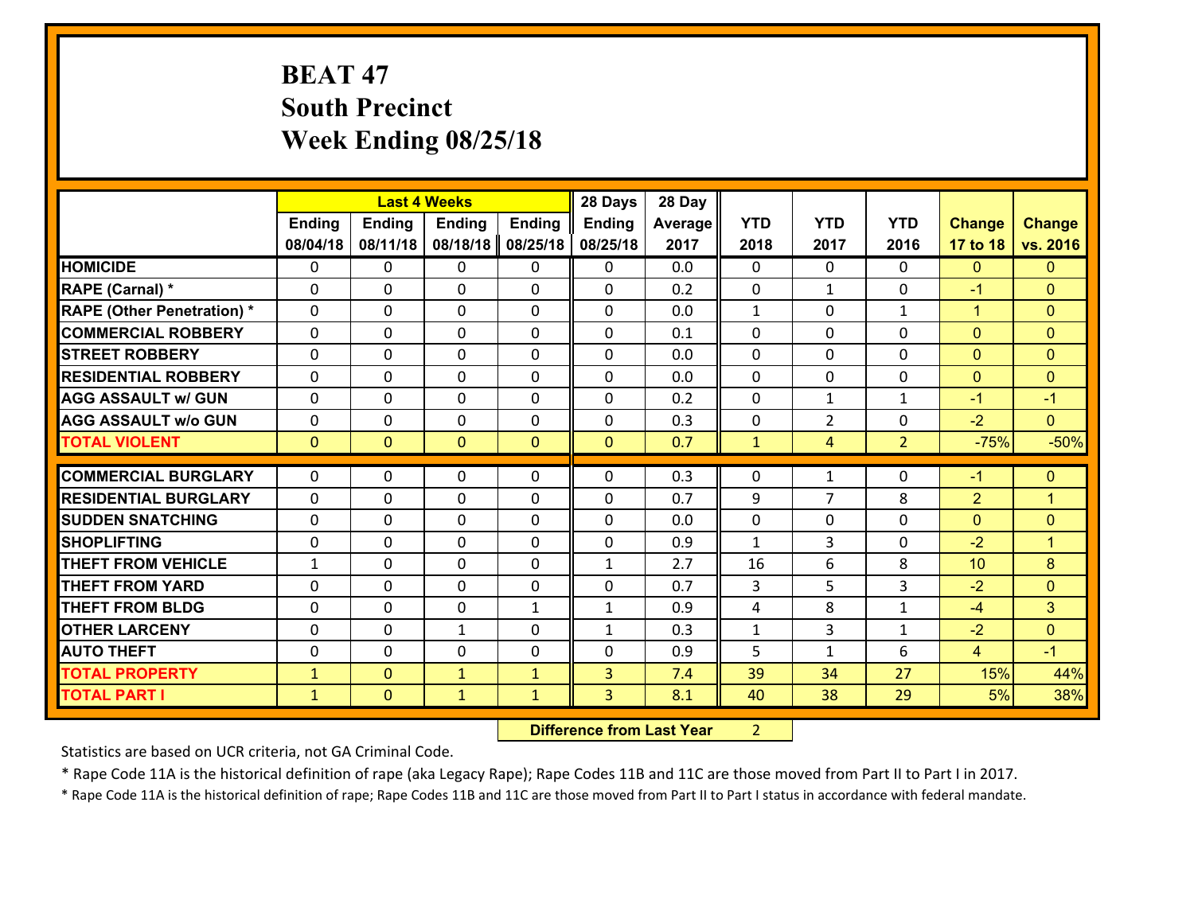# BEAT 47
## South Precinct
## Week Ending 08/25/18

| | Last 4 Weeks | | | | 28 Days | 28 Day | | | | | |
|---|---|---|---|---|---|---|---|---|---|---|---|
| | Ending 08/04/18 | Ending 08/11/18 | Ending 08/18/18 | Ending 08/25/18 | Ending 08/25/18 | Average 2017 | YTD 2018 | YTD 2017 | YTD 2016 | Change 17 to 18 | Change vs. 2016 |
| HOMICIDE | 0 | 0 | 0 | 0 | 0 | 0.0 | 0 | 0 | 0 | 0 | 0 |
| RAPE (Carnal) * | 0 | 0 | 0 | 0 | 0 | 0.2 | 0 | 1 | 0 | -1 | 0 |
| RAPE (Other Penetration) * | 0 | 0 | 0 | 0 | 0 | 0.0 | 1 | 0 | 1 | 1 | 0 |
| COMMERCIAL ROBBERY | 0 | 0 | 0 | 0 | 0 | 0.1 | 0 | 0 | 0 | 0 | 0 |
| STREET ROBBERY | 0 | 0 | 0 | 0 | 0 | 0.0 | 0 | 0 | 0 | 0 | 0 |
| RESIDENTIAL ROBBERY | 0 | 0 | 0 | 0 | 0 | 0.0 | 0 | 0 | 0 | 0 | 0 |
| AGG ASSAULT w/ GUN | 0 | 0 | 0 | 0 | 0 | 0.2 | 0 | 1 | 1 | -1 | -1 |
| AGG ASSAULT w/o GUN | 0 | 0 | 0 | 0 | 0 | 0.3 | 0 | 2 | 0 | -2 | 0 |
| TOTAL VIOLENT | 0 | 0 | 0 | 0 | 0 | 0.7 | 1 | 4 | 2 | -75% | -50% |
| COMMERCIAL BURGLARY | 0 | 0 | 0 | 0 | 0 | 0.3 | 0 | 1 | 0 | -1 | 0 |
| RESIDENTIAL BURGLARY | 0 | 0 | 0 | 0 | 0 | 0.7 | 9 | 7 | 8 | 2 | 1 |
| SUDDEN SNATCHING | 0 | 0 | 0 | 0 | 0 | 0.0 | 0 | 0 | 0 | 0 | 0 |
| SHOPLIFTING | 0 | 0 | 0 | 0 | 0 | 0.9 | 1 | 3 | 0 | -2 | 1 |
| THEFT FROM VEHICLE | 1 | 0 | 0 | 0 | 1 | 2.7 | 16 | 6 | 8 | 10 | 8 |
| THEFT FROM YARD | 0 | 0 | 0 | 0 | 0 | 0.7 | 3 | 5 | 3 | -2 | 0 |
| THEFT FROM BLDG | 0 | 0 | 0 | 1 | 1 | 0.9 | 4 | 8 | 1 | -4 | 3 |
| OTHER LARCENY | 0 | 0 | 1 | 0 | 1 | 0.3 | 1 | 3 | 1 | -2 | 0 |
| AUTO THEFT | 0 | 0 | 0 | 0 | 0 | 0.9 | 5 | 1 | 6 | 4 | -1 |
| TOTAL PROPERTY | 1 | 0 | 1 | 1 | 3 | 7.4 | 39 | 34 | 27 | 15% | 44% |
| TOTAL PART I | 1 | 0 | 1 | 1 | 3 | 8.1 | 40 | 38 | 29 | 5% | 38% |

**Difference from Last Year** 2

Statistics are based on UCR criteria, not GA Criminal Code.

* Rape Code 11A is the historical definition of rape (aka Legacy Rape); Rape Codes 11B and 11C are those moved from Part II to Part I in 2017.

* Rape Code 11A is the historical definition of rape; Rape Codes 11B and 11C are those moved from Part II to Part I status in accordance with federal mandate.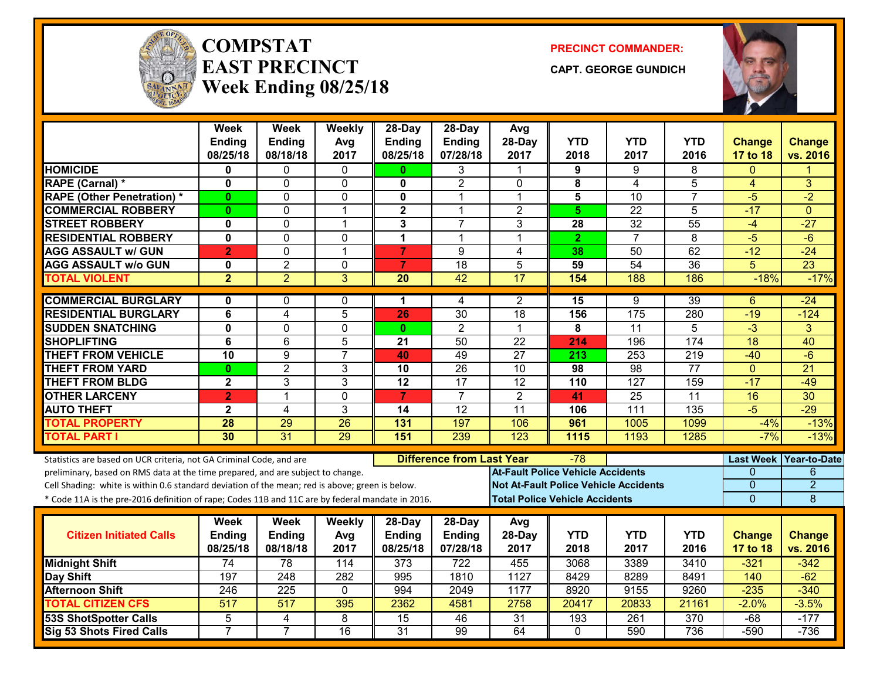# COMPSTAT EAST PRECINCT

## Week Ending 08/25/18

**PRECINCT COMMANDER:**

**CAPT. GEORGE GUNDICH**

| | Week Ending 08/25/18 | Week Ending 08/18/18 | Weekly Avg 2017 | 28-Day Ending 08/25/18 | 28-Day Ending 07/28/18 | Avg 28-Day 2017 | YTD 2018 | YTD 2017 | YTD 2016 | Change 17 to 18 | Change vs. 2016 |
|---|---|---|---|---|---|---|---|---|---|---|---|
| HOMICIDE | 0 | 0 | 0 | 0 | 3 | 1 | 9 | 9 | 8 | 0 | 1 |
| RAPE (Carnal) * | 0 | 0 | 0 | 0 | 2 | 0 | 8 | 4 | 5 | 4 | 3 |
| RAPE (Other Penetration) * | 0 | 0 | 0 | 0 | 1 | 1 | 5 | 10 | 7 | -5 | -2 |
| COMMERCIAL ROBBERY | 0 | 0 | 1 | 2 | 1 | 2 | 5 | 22 | 5 | -17 | 0 |
| STREET ROBBERY | 0 | 0 | 1 | 3 | 7 | 3 | 28 | 32 | 55 | -4 | -27 |
| RESIDENTIAL ROBBERY | 0 | 0 | 0 | 1 | 1 | 1 | 2 | 7 | 8 | -5 | -6 |
| AGG ASSAULT w/ GUN | 2 | 0 | 1 | 7 | 9 | 4 | 38 | 50 | 62 | -12 | -24 |
| AGG ASSAULT w/o GUN | 0 | 2 | 0 | 7 | 18 | 5 | 59 | 54 | 36 | 5 | 23 |
| TOTAL VIOLENT | 2 | 2 | 3 | 20 | 42 | 17 | 154 | 188 | 186 | -18% | -17% |
| COMMERCIAL BURGLARY | 0 | 0 | 0 | 1 | 4 | 2 | 15 | 9 | 39 | 6 | -24 |
| RESIDENTIAL BURGLARY | 6 | 4 | 5 | 26 | 30 | 18 | 156 | 175 | 280 | -19 | -124 |
| SUDDEN SNATCHING | 0 | 0 | 0 | 0 | 2 | 1 | 8 | 11 | 5 | -3 | 3 |
| SHOPLIFTING | 6 | 6 | 5 | 21 | 50 | 22 | 214 | 196 | 174 | 18 | 40 |
| THEFT FROM VEHICLE | 10 | 9 | 7 | 40 | 49 | 27 | 213 | 253 | 219 | -40 | -6 |
| THEFT FROM YARD | 0 | 2 | 3 | 10 | 26 | 10 | 98 | 98 | 77 | 0 | 21 |
| THEFT FROM BLDG | 2 | 3 | 3 | 12 | 17 | 12 | 110 | 127 | 159 | -17 | -49 |
| OTHER LARCENY | 2 | 1 | 0 | 7 | 7 | 2 | 41 | 25 | 11 | 16 | 30 |
| AUTO THEFT | 2 | 4 | 3 | 14 | 12 | 11 | 106 | 111 | 135 | -5 | -29 |
| TOTAL PROPERTY | 28 | 29 | 26 | 131 | 197 | 106 | 961 | 1005 | 1099 | -4% | -13% |
| TOTAL PART I | 30 | 31 | 29 | 151 | 239 | 123 | 1115 | 1193 | 1285 | -7% | -13% |

Statistics are based on UCR criteria, not GA Criminal Code, and are preliminary, based on RMS data at the time prepared, and are subject to change.

Cell Shading: white is within 0.6 standard deviation of the mean; red is above; green is below.

* Code 11A is the pre-2016 definition of rape; Codes 11B and 11C are by federal mandate in 2016.

**Difference from Last Year:** -78

| | Last Week | Year-to-Date |
|---|---|---|
| At-Fault Police Vehicle Accidents | 0 | 6 |
| Not At-Fault Police Vehicle Accidents | 0 | 2 |
| Total Police Vehicle Accidents | 0 | 8 |

| Citizen Initiated Calls | Week Ending 08/25/18 | Week Ending 08/18/18 | Weekly Avg 2017 | 28-Day Ending 08/25/18 | 28-Day Ending 07/28/18 | Avg 28-Day 2017 | YTD 2018 | YTD 2017 | YTD 2016 | Change 17 to 18 | Change vs. 2016 |
|---|---|---|---|---|---|---|---|---|---|---|---|
| Midnight Shift | 74 | 78 | 114 | 373 | 722 | 455 | 3068 | 3389 | 3410 | -321 | -342 |
| Day Shift | 197 | 248 | 282 | 995 | 1810 | 1127 | 8429 | 8289 | 8491 | 140 | -62 |
| Afternoon Shift | 246 | 225 | 0 | 994 | 2049 | 1177 | 8920 | 9155 | 9260 | -235 | -340 |
| TOTAL CITIZEN CFS | 517 | 517 | 395 | 2362 | 4581 | 2758 | 20417 | 20833 | 21161 | -2.0% | -3.5% |
| 53S ShotSpotter Calls | 5 | 4 | 8 | 15 | 46 | 31 | 193 | 261 | 370 | -68 | -177 |
| Sig 53 Shots Fired Calls | 7 | 7 | 16 | 31 | 99 | 64 | 0 | 590 | 736 | -590 | -736 |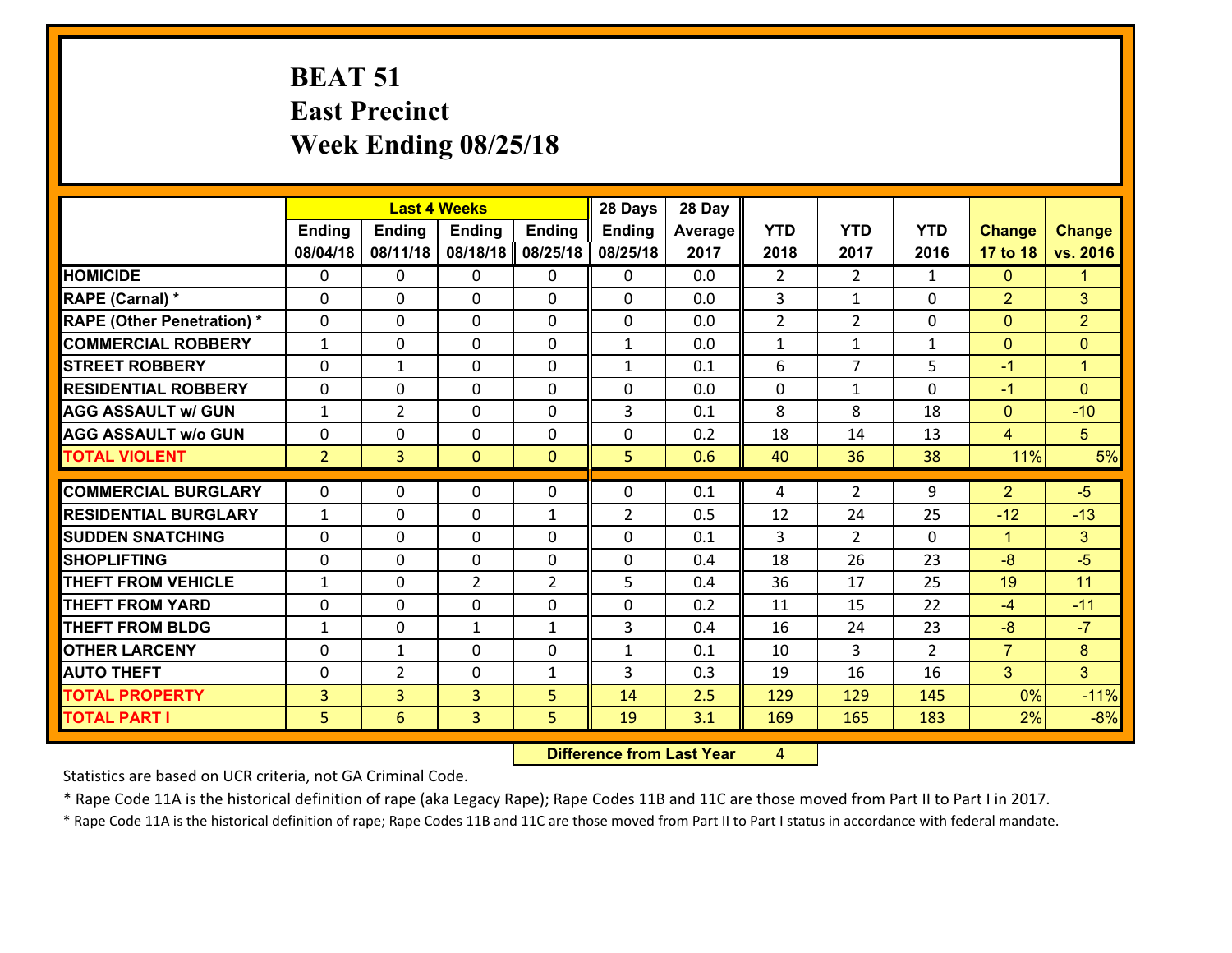# BEAT 51
# East Precinct
# Week Ending 08/25/18

| | Last 4 Weeks | | | | 28 Days | 28 Day | | | | | |
|---|---|---|---|---|---|---|---|---|---|---|---|
| | Ending 08/04/18 | Ending 08/11/18 | Ending 08/18/18 | Ending 08/25/18 | Ending 08/25/18 | Average 2017 | YTD 2018 | YTD 2017 | YTD 2016 | Change 17 to 18 | Change vs. 2016 |
| HOMICIDE | 0 | 0 | 0 | 0 | 0 | 0.0 | 2 | 2 | 1 | 0 | 1 |
| RAPE (Carnal) * | 0 | 0 | 0 | 0 | 0 | 0.0 | 3 | 1 | 0 | 2 | 3 |
| RAPE (Other Penetration) * | 0 | 0 | 0 | 0 | 0 | 0.0 | 2 | 2 | 0 | 0 | 2 |
| COMMERCIAL ROBBERY | 1 | 0 | 0 | 0 | 1 | 0.0 | 1 | 1 | 1 | 0 | 0 |
| STREET ROBBERY | 0 | 1 | 0 | 0 | 1 | 0.1 | 6 | 7 | 5 | -1 | 1 |
| RESIDENTIAL ROBBERY | 0 | 0 | 0 | 0 | 0 | 0.0 | 0 | 1 | 0 | -1 | 0 |
| AGG ASSAULT w/ GUN | 1 | 2 | 0 | 0 | 3 | 0.1 | 8 | 8 | 18 | 0 | -10 |
| AGG ASSAULT w/o GUN | 0 | 0 | 0 | 0 | 0 | 0.2 | 18 | 14 | 13 | 4 | 5 |
| TOTAL VIOLENT | 2 | 3 | 0 | 0 | 5 | 0.6 | 40 | 36 | 38 | 11% | 5% |
| COMMERCIAL BURGLARY | 0 | 0 | 0 | 0 | 0 | 0.1 | 4 | 2 | 9 | 2 | -5 |
| RESIDENTIAL BURGLARY | 1 | 0 | 0 | 1 | 2 | 0.5 | 12 | 24 | 25 | -12 | -13 |
| SUDDEN SNATCHING | 0 | 0 | 0 | 0 | 0 | 0.1 | 3 | 2 | 0 | 1 | 3 |
| SHOPLIFTING | 0 | 0 | 0 | 0 | 0 | 0.4 | 18 | 26 | 23 | -8 | -5 |
| THEFT FROM VEHICLE | 1 | 0 | 2 | 2 | 5 | 0.4 | 36 | 17 | 25 | 19 | 11 |
| THEFT FROM YARD | 0 | 0 | 0 | 0 | 0 | 0.2 | 11 | 15 | 22 | -4 | -11 |
| THEFT FROM BLDG | 1 | 0 | 1 | 1 | 3 | 0.4 | 16 | 24 | 23 | -8 | -7 |
| OTHER LARCENY | 0 | 1 | 0 | 0 | 1 | 0.1 | 10 | 3 | 2 | 7 | 8 |
| AUTO THEFT | 0 | 2 | 0 | 1 | 3 | 0.3 | 19 | 16 | 16 | 3 | 3 |
| TOTAL PROPERTY | 3 | 3 | 3 | 5 | 14 | 2.5 | 129 | 129 | 145 | 0% | -11% |
| TOTAL PART I | 5 | 6 | 3 | 5 | 19 | 3.1 | 169 | 165 | 183 | 2% | -8% |

**Difference from Last Year** 4

Statistics are based on UCR criteria, not GA Criminal Code.

* Rape Code 11A is the historical definition of rape (aka Legacy Rape); Rape Codes 11B and 11C are those moved from Part II to Part I in 2017.

* Rape Code 11A is the historical definition of rape; Rape Codes 11B and 11C are those moved from Part II to Part I status in accordance with federal mandate.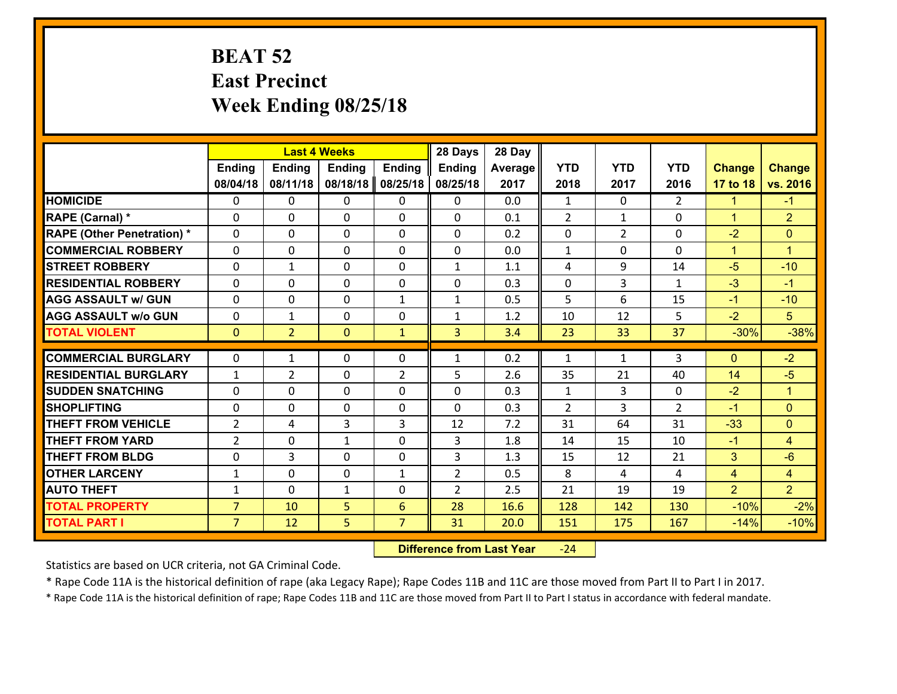# BEAT 52
## East Precinct
## Week Ending 08/25/18

| | Last 4 Weeks | | | | 28 Days | 28 Day | | | | | |
|---|---|---|---|---|---|---|---|---|---|---|---|
| | Ending 08/04/18 | Ending 08/11/18 | Ending 08/18/18 | Ending 08/25/18 | Ending 08/25/18 | Average 2017 | YTD 2018 | YTD 2017 | YTD 2016 | Change 17 to 18 | Change vs. 2016 |
| HOMICIDE | 0 | 0 | 0 | 0 | 0 | 0.0 | 1 | 0 | 2 | 1 | -1 |
| RAPE (Carnal) * | 0 | 0 | 0 | 0 | 0 | 0.1 | 2 | 1 | 0 | 1 | 2 |
| RAPE (Other Penetration) * | 0 | 0 | 0 | 0 | 0 | 0.2 | 0 | 2 | 0 | -2 | 0 |
| COMMERCIAL ROBBERY | 0 | 0 | 0 | 0 | 0 | 0.0 | 1 | 0 | 0 | 1 | 1 |
| STREET ROBBERY | 0 | 1 | 0 | 0 | 1 | 1.1 | 4 | 9 | 14 | -5 | -10 |
| RESIDENTIAL ROBBERY | 0 | 0 | 0 | 0 | 0 | 0.3 | 0 | 3 | 1 | -3 | -1 |
| AGG ASSAULT w/ GUN | 0 | 0 | 0 | 1 | 1 | 0.5 | 5 | 6 | 15 | -1 | -10 |
| AGG ASSAULT w/o GUN | 0 | 1 | 0 | 0 | 1 | 1.2 | 10 | 12 | 5 | -2 | 5 |
| TOTAL VIOLENT | 0 | 2 | 0 | 1 | 3 | 3.4 | 23 | 33 | 37 | -30% | -38% |
| COMMERCIAL BURGLARY | 0 | 1 | 0 | 0 | 1 | 0.2 | 1 | 1 | 3 | 0 | -2 |
| RESIDENTIAL BURGLARY | 1 | 2 | 0 | 2 | 5 | 2.6 | 35 | 21 | 40 | 14 | -5 |
| SUDDEN SNATCHING | 0 | 0 | 0 | 0 | 0 | 0.3 | 1 | 3 | 0 | -2 | 1 |
| SHOPLIFTING | 0 | 0 | 0 | 0 | 0 | 0.3 | 2 | 3 | 2 | -1 | 0 |
| THEFT FROM VEHICLE | 2 | 4 | 3 | 3 | 12 | 7.2 | 31 | 64 | 31 | -33 | 0 |
| THEFT FROM YARD | 2 | 0 | 1 | 0 | 3 | 1.8 | 14 | 15 | 10 | -1 | 4 |
| THEFT FROM BLDG | 0 | 3 | 0 | 0 | 3 | 1.3 | 15 | 12 | 21 | 3 | -6 |
| OTHER LARCENY | 1 | 0 | 0 | 1 | 2 | 0.5 | 8 | 4 | 4 | 4 | 4 |
| AUTO THEFT | 1 | 0 | 1 | 0 | 2 | 2.5 | 21 | 19 | 19 | 2 | 2 |
| TOTAL PROPERTY | 7 | 10 | 5 | 6 | 28 | 16.6 | 128 | 142 | 130 | -10% | -2% |
| TOTAL PART I | 7 | 12 | 5 | 7 | 31 | 20.0 | 151 | 175 | 167 | -14% | -10% |

**Difference from Last Year** -24

Statistics are based on UCR criteria, not GA Criminal Code.

* Rape Code 11A is the historical definition of rape (aka Legacy Rape); Rape Codes 11B and 11C are those moved from Part II to Part I in 2017.

* Rape Code 11A is the historical definition of rape; Rape Codes 11B and 11C are those moved from Part II to Part I status in accordance with federal mandate.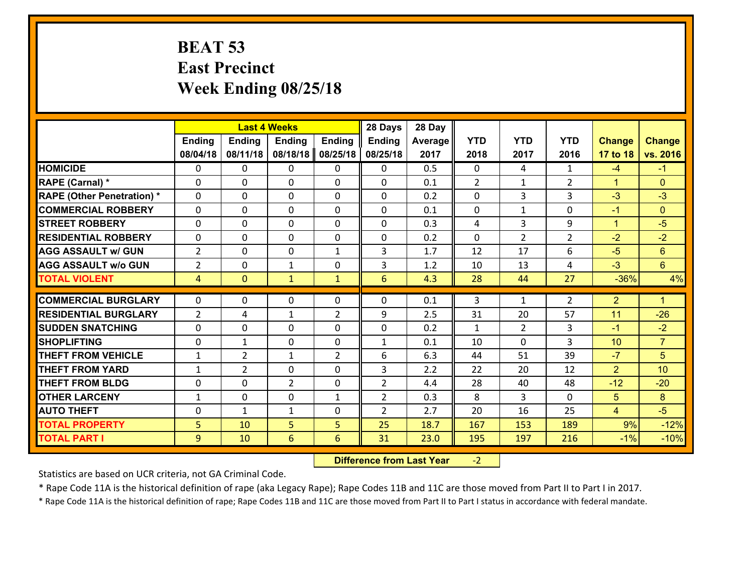# BEAT 53
## East Precinct
## Week Ending 08/25/18

| | Last 4 Weeks | | | | 28 Days | 28 Day | | | | | |
|---|---|---|---|---|---|---|---|---|---|---|---|
| | Ending 08/04/18 | Ending 08/11/18 | Ending 08/18/18 | Ending 08/25/18 | Ending 08/25/18 | Average 2017 | YTD 2018 | YTD 2017 | YTD 2016 | Change 17 to 18 | Change vs. 2016 |
| HOMICIDE | 0 | 0 | 0 | 0 | 0 | 0.5 | 0 | 4 | 1 | -4 | -1 |
| RAPE (Carnal) * | 0 | 0 | 0 | 0 | 0 | 0.1 | 2 | 1 | 2 | 1 | 0 |
| RAPE (Other Penetration) * | 0 | 0 | 0 | 0 | 0 | 0.2 | 0 | 3 | 3 | -3 | -3 |
| COMMERCIAL ROBBERY | 0 | 0 | 0 | 0 | 0 | 0.1 | 0 | 1 | 0 | -1 | 0 |
| STREET ROBBERY | 0 | 0 | 0 | 0 | 0 | 0.3 | 4 | 3 | 9 | 1 | -5 |
| RESIDENTIAL ROBBERY | 0 | 0 | 0 | 0 | 0 | 0.2 | 0 | 2 | 2 | -2 | -2 |
| AGG ASSAULT w/ GUN | 2 | 0 | 0 | 1 | 3 | 1.7 | 12 | 17 | 6 | -5 | 6 |
| AGG ASSAULT w/o GUN | 2 | 0 | 1 | 0 | 3 | 1.2 | 10 | 13 | 4 | -3 | 6 |
| TOTAL VIOLENT | 4 | 0 | 1 | 1 | 6 | 4.3 | 28 | 44 | 27 | -36% | 4% |
| COMMERCIAL BURGLARY | 0 | 0 | 0 | 0 | 0 | 0.1 | 3 | 1 | 2 | 2 | 1 |
| RESIDENTIAL BURGLARY | 2 | 4 | 1 | 2 | 9 | 2.5 | 31 | 20 | 57 | 11 | -26 |
| SUDDEN SNATCHING | 0 | 0 | 0 | 0 | 0 | 0.2 | 1 | 2 | 3 | -1 | -2 |
| SHOPLIFTING | 0 | 1 | 0 | 0 | 1 | 0.1 | 10 | 0 | 3 | 10 | 7 |
| THEFT FROM VEHICLE | 1 | 2 | 1 | 2 | 6 | 6.3 | 44 | 51 | 39 | -7 | 5 |
| THEFT FROM YARD | 1 | 2 | 0 | 0 | 3 | 2.2 | 22 | 20 | 12 | 2 | 10 |
| THEFT FROM BLDG | 0 | 0 | 2 | 0 | 2 | 4.4 | 28 | 40 | 48 | -12 | -20 |
| OTHER LARCENY | 1 | 0 | 0 | 1 | 2 | 0.3 | 8 | 3 | 0 | 5 | 8 |
| AUTO THEFT | 0 | 1 | 1 | 0 | 2 | 2.7 | 20 | 16 | 25 | 4 | -5 |
| TOTAL PROPERTY | 5 | 10 | 5 | 5 | 25 | 18.7 | 167 | 153 | 189 | 9% | -12% |
| TOTAL PART I | 9 | 10 | 6 | 6 | 31 | 23.0 | 195 | 197 | 216 | -1% | -10% |

**Difference from Last Year** -2

Statistics are based on UCR criteria, not GA Criminal Code.

* Rape Code 11A is the historical definition of rape (aka Legacy Rape); Rape Codes 11B and 11C are those moved from Part II to Part I in 2017.

* Rape Code 11A is the historical definition of rape; Rape Codes 11B and 11C are those moved from Part II to Part I status in accordance with federal mandate.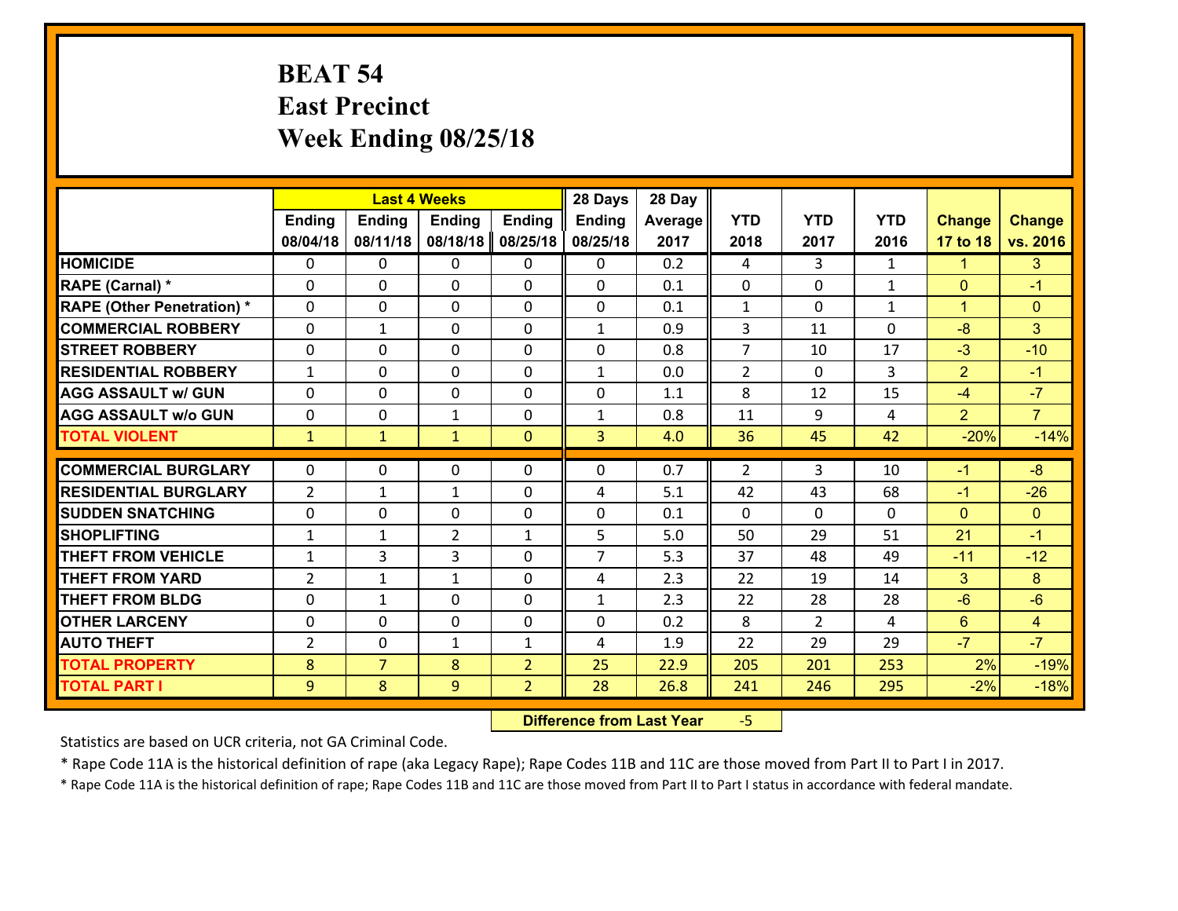# BEAT 54
## East Precinct
## Week Ending 08/25/18

| | Last 4 Weeks | | | | 28 Days | 28 Day | | | | | |
|---|---|---|---|---|---|---|---|---|---|---|---|
| | Ending 08/04/18 | Ending 08/11/18 | Ending 08/18/18 | Ending 08/25/18 | Ending 08/25/18 | Average 2017 | YTD 2018 | YTD 2017 | YTD 2016 | Change 17 to 18 | Change vs. 2016 |
| HOMICIDE | 0 | 0 | 0 | 0 | 0 | 0.2 | 4 | 3 | 1 | 1 | 3 |
| RAPE (Carnal) * | 0 | 0 | 0 | 0 | 0 | 0.1 | 0 | 0 | 1 | 0 | -1 |
| RAPE (Other Penetration) * | 0 | 0 | 0 | 0 | 0 | 0.1 | 1 | 0 | 1 | 1 | 0 |
| COMMERCIAL ROBBERY | 0 | 1 | 0 | 0 | 1 | 0.9 | 3 | 11 | 0 | -8 | 3 |
| STREET ROBBERY | 0 | 0 | 0 | 0 | 0 | 0.8 | 7 | 10 | 17 | -3 | -10 |
| RESIDENTIAL ROBBERY | 1 | 0 | 0 | 0 | 1 | 0.0 | 2 | 0 | 3 | 2 | -1 |
| AGG ASSAULT w/ GUN | 0 | 0 | 0 | 0 | 0 | 1.1 | 8 | 12 | 15 | -4 | -7 |
| AGG ASSAULT w/o GUN | 0 | 0 | 1 | 0 | 1 | 0.8 | 11 | 9 | 4 | 2 | 7 |
| TOTAL VIOLENT | 1 | 1 | 1 | 0 | 3 | 4.0 | 36 | 45 | 42 | -20% | -14% |
| COMMERCIAL BURGLARY | 0 | 0 | 0 | 0 | 0 | 0.7 | 2 | 3 | 10 | -1 | -8 |
| RESIDENTIAL BURGLARY | 2 | 1 | 1 | 0 | 4 | 5.1 | 42 | 43 | 68 | -1 | -26 |
| SUDDEN SNATCHING | 0 | 0 | 0 | 0 | 0 | 0.1 | 0 | 0 | 0 | 0 | 0 |
| SHOPLIFTING | 1 | 1 | 2 | 1 | 5 | 5.0 | 50 | 29 | 51 | 21 | -1 |
| THEFT FROM VEHICLE | 1 | 3 | 3 | 0 | 7 | 5.3 | 37 | 48 | 49 | -11 | -12 |
| THEFT FROM YARD | 2 | 1 | 1 | 0 | 4 | 2.3 | 22 | 19 | 14 | 3 | 8 |
| THEFT FROM BLDG | 0 | 1 | 0 | 0 | 1 | 2.3 | 22 | 28 | 28 | -6 | -6 |
| OTHER LARCENY | 0 | 0 | 0 | 0 | 0 | 0.2 | 8 | 2 | 4 | 6 | 4 |
| AUTO THEFT | 2 | 0 | 1 | 1 | 4 | 1.9 | 22 | 29 | 29 | -7 | -7 |
| TOTAL PROPERTY | 8 | 7 | 8 | 2 | 25 | 22.9 | 205 | 201 | 253 | 2% | -19% |
| TOTAL PART I | 9 | 8 | 9 | 2 | 28 | 26.8 | 241 | 246 | 295 | -2% | -18% |

**Difference from Last Year** -5

Statistics are based on UCR criteria, not GA Criminal Code.

* Rape Code 11A is the historical definition of rape (aka Legacy Rape); Rape Codes 11B and 11C are those moved from Part II to Part I in 2017.

* Rape Code 11A is the historical definition of rape; Rape Codes 11B and 11C are those moved from Part II to Part I status in accordance with federal mandate.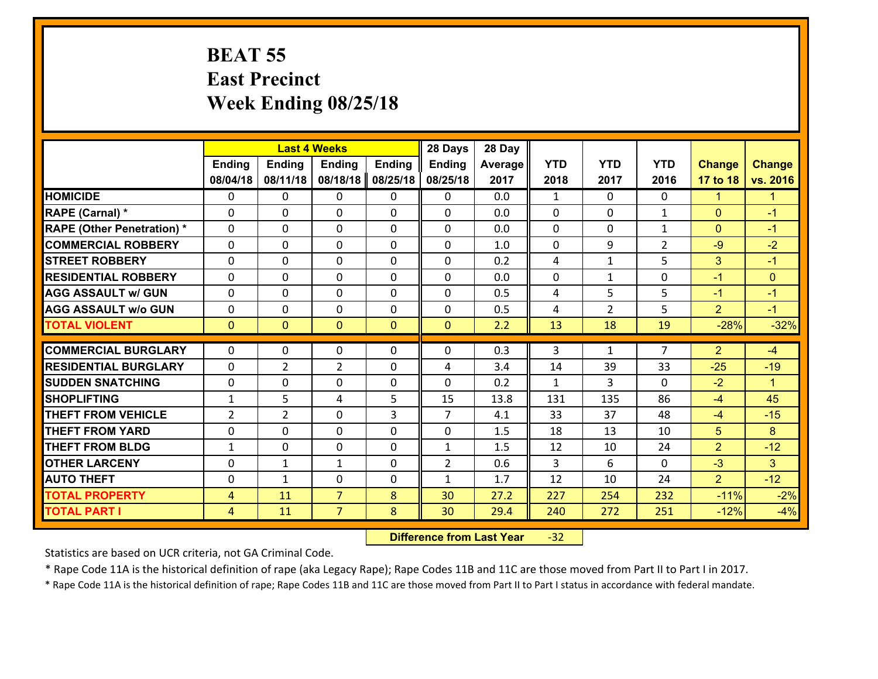# BEAT 55
## East Precinct
## Week Ending 08/25/18

| | Last 4 Weeks | | | | 28 Days | 28 Day | | | | | |
|---|---|---|---|---|---|---|---|---|---|---|---|
| | Ending 08/04/18 | Ending 08/11/18 | Ending 08/18/18 | Ending 08/25/18 | Ending 08/25/18 | Average 2017 | YTD 2018 | YTD 2017 | YTD 2016 | Change 17 to 18 | Change vs. 2016 |
| **HOMICIDE** | 0 | 0 | 0 | 0 | 0 | 0.0 | 1 | 0 | 0 | 1 | 1 |
| **RAPE (Carnal) *** | 0 | 0 | 0 | 0 | 0 | 0.0 | 0 | 0 | 1 | 0 | -1 |
| **RAPE (Other Penetration) *** | 0 | 0 | 0 | 0 | 0 | 0.0 | 0 | 0 | 1 | 0 | -1 |
| **COMMERCIAL ROBBERY** | 0 | 0 | 0 | 0 | 0 | 1.0 | 0 | 9 | 2 | -9 | -2 |
| **STREET ROBBERY** | 0 | 0 | 0 | 0 | 0 | 0.2 | 4 | 1 | 5 | 3 | -1 |
| **RESIDENTIAL ROBBERY** | 0 | 0 | 0 | 0 | 0 | 0.0 | 0 | 1 | 0 | -1 | 0 |
| **AGG ASSAULT w/ GUN** | 0 | 0 | 0 | 0 | 0 | 0.5 | 4 | 5 | 5 | -1 | -1 |
| **AGG ASSAULT w/o GUN** | 0 | 0 | 0 | 0 | 0 | 0.5 | 4 | 2 | 5 | 2 | -1 |
| **TOTAL VIOLENT** | 0 | 0 | 0 | 0 | 0 | 2.2 | 13 | 18 | 19 | -28% | -32% |
| **COMMERCIAL BURGLARY** | 0 | 0 | 0 | 0 | 0 | 0.3 | 3 | 1 | 7 | 2 | -4 |
| **RESIDENTIAL BURGLARY** | 0 | 2 | 2 | 0 | 4 | 3.4 | 14 | 39 | 33 | -25 | -19 |
| **SUDDEN SNATCHING** | 0 | 0 | 0 | 0 | 0 | 0.2 | 1 | 3 | 0 | -2 | 1 |
| **SHOPLIFTING** | 1 | 5 | 4 | 5 | 15 | 13.8 | 131 | 135 | 86 | -4 | 45 |
| **THEFT FROM VEHICLE** | 2 | 2 | 0 | 3 | 7 | 4.1 | 33 | 37 | 48 | -4 | -15 |
| **THEFT FROM YARD** | 0 | 0 | 0 | 0 | 0 | 1.5 | 18 | 13 | 10 | 5 | 8 |
| **THEFT FROM BLDG** | 1 | 0 | 0 | 0 | 1 | 1.5 | 12 | 10 | 24 | 2 | -12 |
| **OTHER LARCENY** | 0 | 1 | 1 | 0 | 2 | 0.6 | 3 | 6 | 0 | -3 | 3 |
| **AUTO THEFT** | 0 | 1 | 0 | 0 | 1 | 1.7 | 12 | 10 | 24 | 2 | -12 |
| **TOTAL PROPERTY** | 4 | 11 | 7 | 8 | 30 | 27.2 | 227 | 254 | 232 | -11% | -2% |
| **TOTAL PART I** | 4 | 11 | 7 | 8 | 30 | 29.4 | 240 | 272 | 251 | -12% | -4% |

**Difference from Last Year** -32

Statistics are based on UCR criteria, not GA Criminal Code.

* Rape Code 11A is the historical definition of rape (aka Legacy Rape); Rape Codes 11B and 11C are those moved from Part II to Part I in 2017.

* Rape Code 11A is the historical definition of rape; Rape Codes 11B and 11C are those moved from Part II to Part I status in accordance with federal mandate.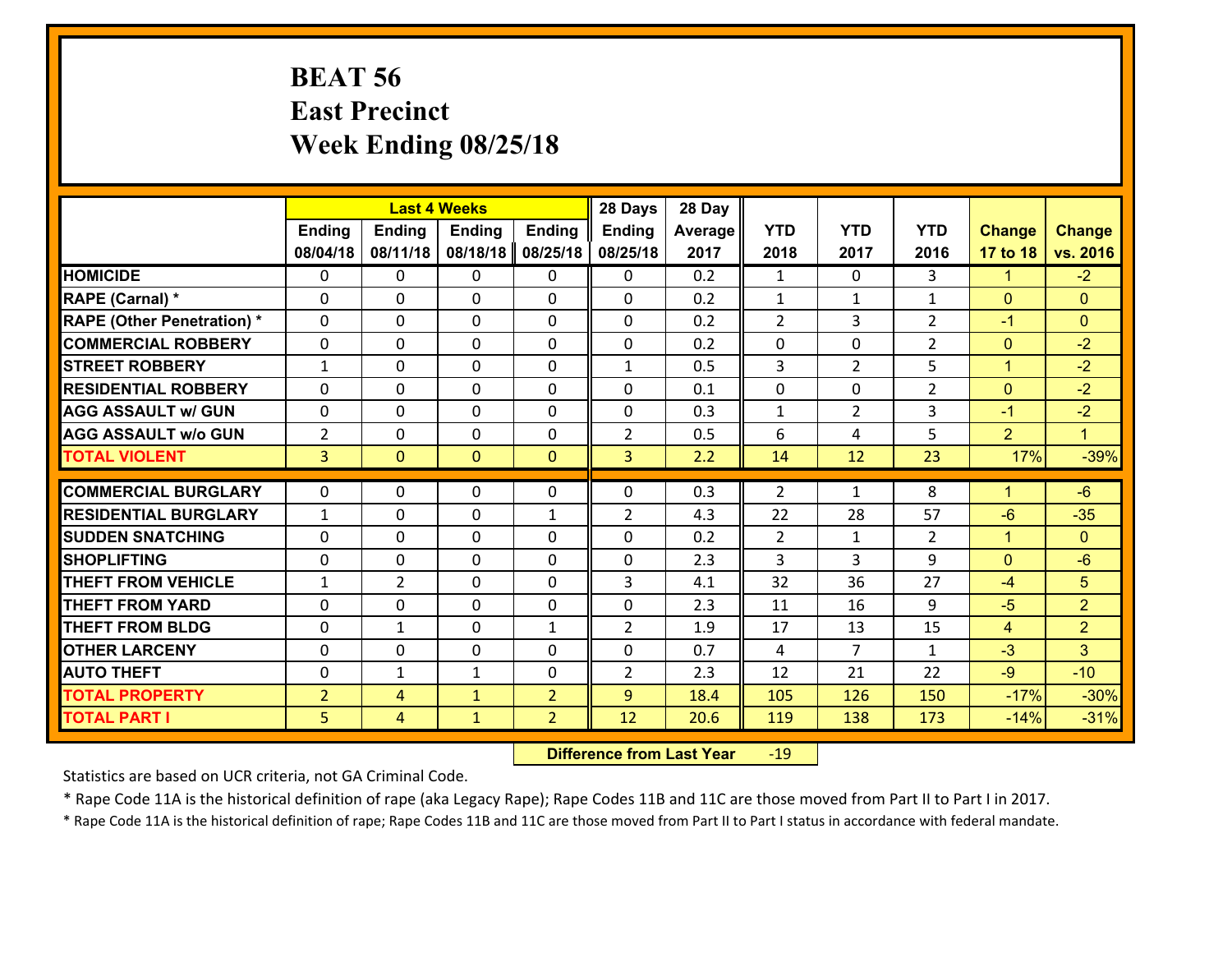# BEAT 56
## East Precinct
## Week Ending 08/25/18

| | Last 4 Weeks | | | | 28 Days | 28 Day | | | | | |
|---|---|---|---|---|---|---|---|---|---|---|---|
| | Ending 08/04/18 | Ending 08/11/18 | Ending 08/18/18 | Ending 08/25/18 | Ending 08/25/18 | Average 2017 | YTD 2018 | YTD 2017 | YTD 2016 | Change 17 to 18 | Change vs. 2016 |
| HOMICIDE | 0 | 0 | 0 | 0 | 0 | 0.2 | 1 | 0 | 3 | 1 | -2 |
| RAPE (Carnal) * | 0 | 0 | 0 | 0 | 0 | 0.2 | 1 | 1 | 1 | 0 | 0 |
| RAPE (Other Penetration) * | 0 | 0 | 0 | 0 | 0 | 0.2 | 2 | 3 | 2 | -1 | 0 |
| COMMERCIAL ROBBERY | 0 | 0 | 0 | 0 | 0 | 0.2 | 0 | 0 | 2 | 0 | -2 |
| STREET ROBBERY | 1 | 0 | 0 | 0 | 1 | 0.5 | 3 | 2 | 5 | 1 | -2 |
| RESIDENTIAL ROBBERY | 0 | 0 | 0 | 0 | 0 | 0.1 | 0 | 0 | 2 | 0 | -2 |
| AGG ASSAULT w/ GUN | 0 | 0 | 0 | 0 | 0 | 0.3 | 1 | 2 | 3 | -1 | -2 |
| AGG ASSAULT w/o GUN | 2 | 0 | 0 | 0 | 2 | 0.5 | 6 | 4 | 5 | 2 | 1 |
| TOTAL VIOLENT | 3 | 0 | 0 | 0 | 3 | 2.2 | 14 | 12 | 23 | 17% | -39% |
| COMMERCIAL BURGLARY | 0 | 0 | 0 | 0 | 0 | 0.3 | 2 | 1 | 8 | 1 | -6 |
| RESIDENTIAL BURGLARY | 1 | 0 | 0 | 1 | 2 | 4.3 | 22 | 28 | 57 | -6 | -35 |
| SUDDEN SNATCHING | 0 | 0 | 0 | 0 | 0 | 0.2 | 2 | 1 | 2 | 1 | 0 |
| SHOPLIFTING | 0 | 0 | 0 | 0 | 0 | 2.3 | 3 | 3 | 9 | 0 | -6 |
| THEFT FROM VEHICLE | 1 | 2 | 0 | 0 | 3 | 4.1 | 32 | 36 | 27 | -4 | 5 |
| THEFT FROM YARD | 0 | 0 | 0 | 0 | 0 | 2.3 | 11 | 16 | 9 | -5 | 2 |
| THEFT FROM BLDG | 0 | 1 | 0 | 1 | 2 | 1.9 | 17 | 13 | 15 | 4 | 2 |
| OTHER LARCENY | 0 | 0 | 0 | 0 | 0 | 0.7 | 4 | 7 | 1 | -3 | 3 |
| AUTO THEFT | 0 | 1 | 1 | 0 | 2 | 2.3 | 12 | 21 | 22 | -9 | -10 |
| TOTAL PROPERTY | 2 | 4 | 1 | 2 | 9 | 18.4 | 105 | 126 | 150 | -17% | -30% |
| TOTAL PART I | 5 | 4 | 1 | 2 | 12 | 20.6 | 119 | 138 | 173 | -14% | -31% |

**Difference from Last Year** -19

Statistics are based on UCR criteria, not GA Criminal Code.

* Rape Code 11A is the historical definition of rape (aka Legacy Rape); Rape Codes 11B and 11C are those moved from Part II to Part I in 2017.

* Rape Code 11A is the historical definition of rape; Rape Codes 11B and 11C are those moved from Part II to Part I status in accordance with federal mandate.